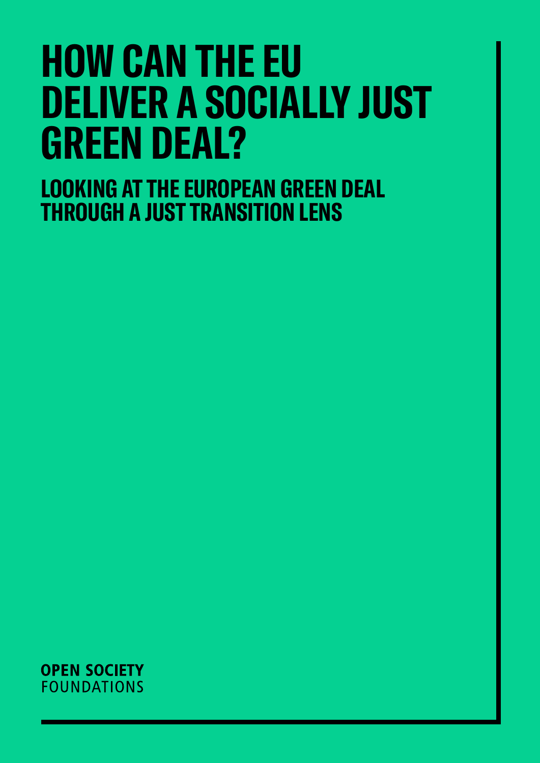# HOW CAN THE EU DELIVER A SOCIALLY JUST GREEN DEAL?

## LOOKING AT THE EUROPEAN GREEN DEAL THROUGH A JUST TRANSITION LENS

**OPEN SOCIETY**
FOUNDATIONS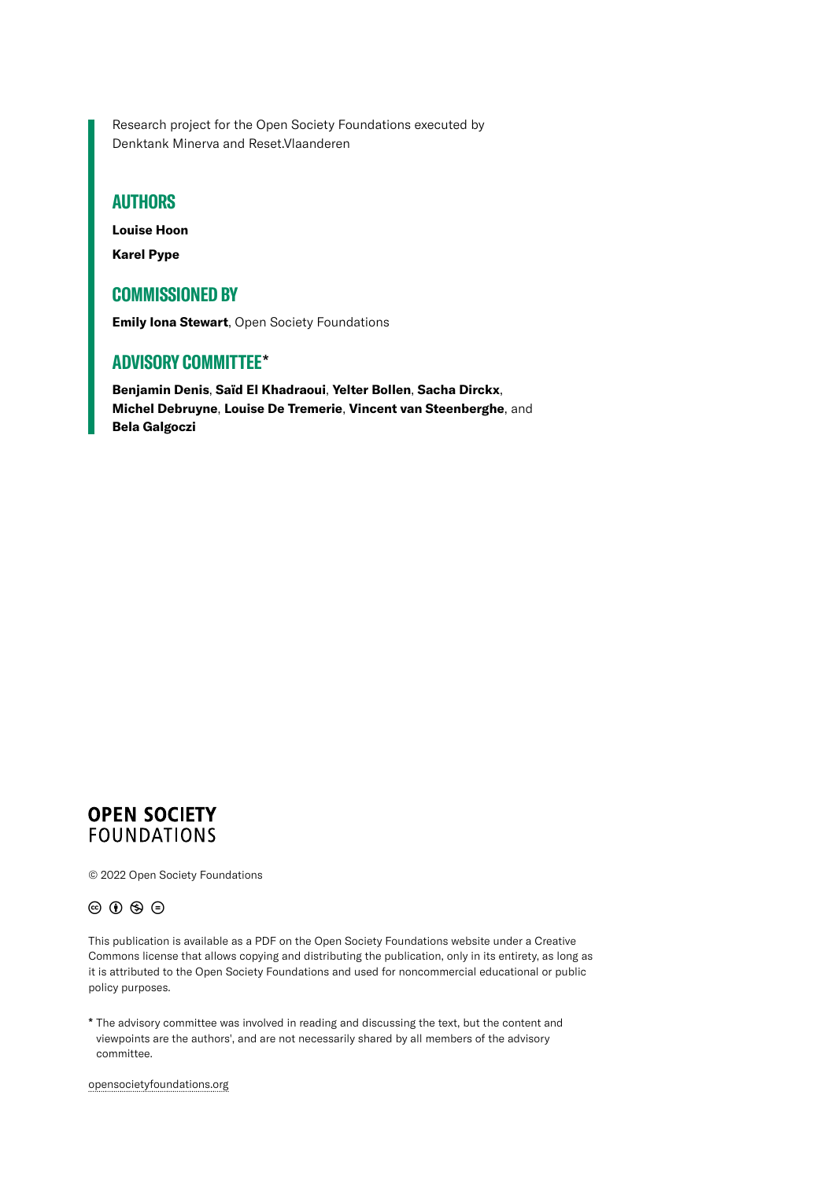Research project for the Open Society Foundations executed by Denktank Minerva and Reset.Vlaanderen

## AUTHORS

**Louise Hoon**

**Karel Pype**

## COMMISSIONED BY

**Emily Iona Stewart**, Open Society Foundations

## ADVISORY COMMITTEE*

**Benjamin Denis**, **Saïd El Khadraoui**, **Yelter Bollen**, **Sacha Dirckx**, **Michel Debruyne**, **Louise De Tremerie**, **Vincent van Steenberghe**, and **Bela Galgoczi**

**OPEN SOCIETY**
FOUNDATIONS

© 2022 Open Society Foundations

This publication is available as a PDF on the Open Society Foundations website under a Creative Commons license that allows copying and distributing the publication, only in its entirety, as long as it is attributed to the Open Society Foundations and used for noncommercial educational or public policy purposes.

* The advisory committee was involved in reading and discussing the text, but the content and viewpoints are the authors', and are not necessarily shared by all members of the advisory committee.

opensocietyfoundations.org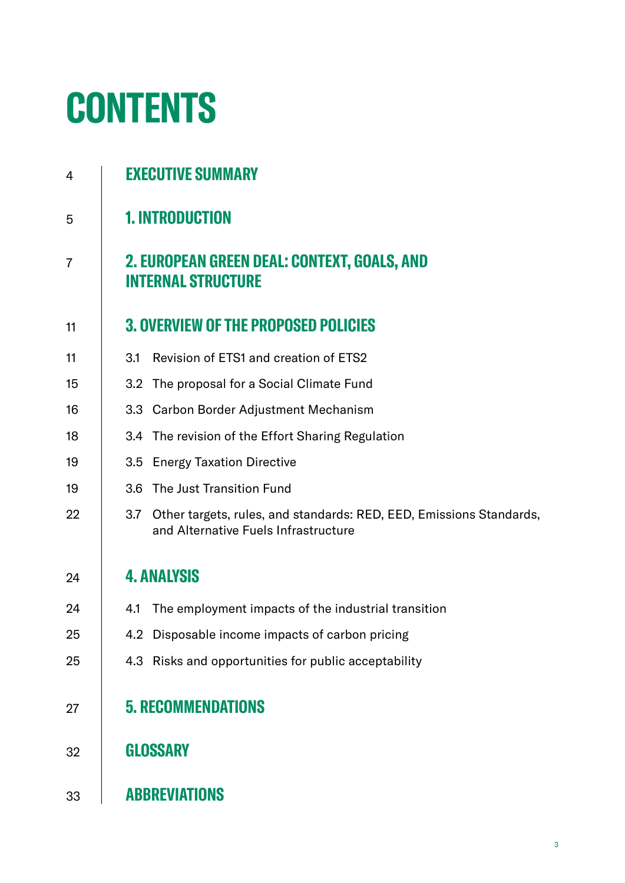# CONTENTS

| | |
|---|---|
| 4 | **EXECUTIVE SUMMARY** |
| 5 | **1. INTRODUCTION** |
| 7 | **2. EUROPEAN GREEN DEAL: CONTEXT, GOALS, AND INTERNAL STRUCTURE** |
| 11 | **3. OVERVIEW OF THE PROPOSED POLICIES** |
| 11 | 3.1 Revision of ETS1 and creation of ETS2 |
| 15 | 3.2 The proposal for a Social Climate Fund |
| 16 | 3.3 Carbon Border Adjustment Mechanism |
| 18 | 3.4 The revision of the Effort Sharing Regulation |
| 19 | 3.5 Energy Taxation Directive |
| 19 | 3.6 The Just Transition Fund |
| 22 | 3.7 Other targets, rules, and standards: RED, EED, Emissions Standards, and Alternative Fuels Infrastructure |
| 24 | **4. ANALYSIS** |
| 24 | 4.1 The employment impacts of the industrial transition |
| 25 | 4.2 Disposable income impacts of carbon pricing |
| 25 | 4.3 Risks and opportunities for public acceptability |
| 27 | **5. RECOMMENDATIONS** |
| 32 | **GLOSSARY** |
| 33 | **ABBREVIATIONS** |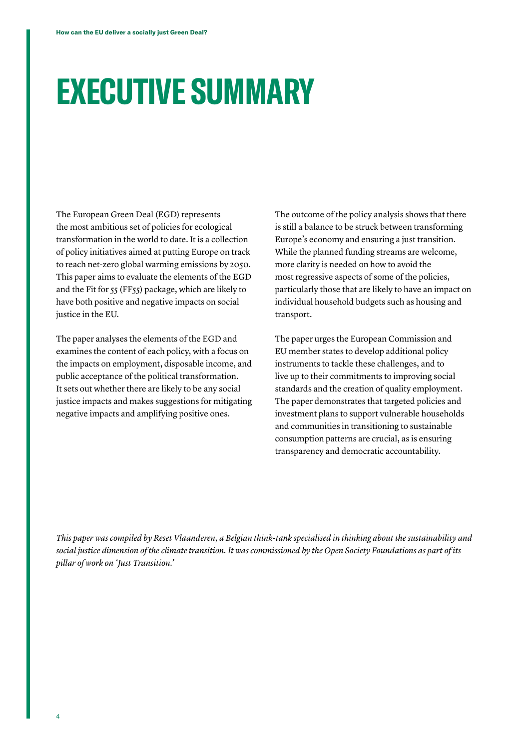# EXECUTIVE SUMMARY

The European Green Deal (EGD) represents the most ambitious set of policies for ecological transformation in the world to date. It is a collection of policy initiatives aimed at putting Europe on track to reach net-zero global warming emissions by 2050. This paper aims to evaluate the elements of the EGD and the Fit for 55 (FF55) package, which are likely to have both positive and negative impacts on social justice in the EU.

The paper analyses the elements of the EGD and examines the content of each policy, with a focus on the impacts on employment, disposable income, and public acceptance of the political transformation. It sets out whether there are likely to be any social justice impacts and makes suggestions for mitigating negative impacts and amplifying positive ones.

The outcome of the policy analysis shows that there is still a balance to be struck between transforming Europe's economy and ensuring a just transition. While the planned funding streams are welcome, more clarity is needed on how to avoid the most regressive aspects of some of the policies, particularly those that are likely to have an impact on individual household budgets such as housing and transport.

The paper urges the European Commission and EU member states to develop additional policy instruments to tackle these challenges, and to live up to their commitments to improving social standards and the creation of quality employment. The paper demonstrates that targeted policies and investment plans to support vulnerable households and communities in transitioning to sustainable consumption patterns are crucial, as is ensuring transparency and democratic accountability.

*This paper was compiled by Reset Vlaanderen, a Belgian think-tank specialised in thinking about the sustainability and social justice dimension of the climate transition. It was commissioned by the Open Society Foundations as part of its pillar of work on 'Just Transition.'*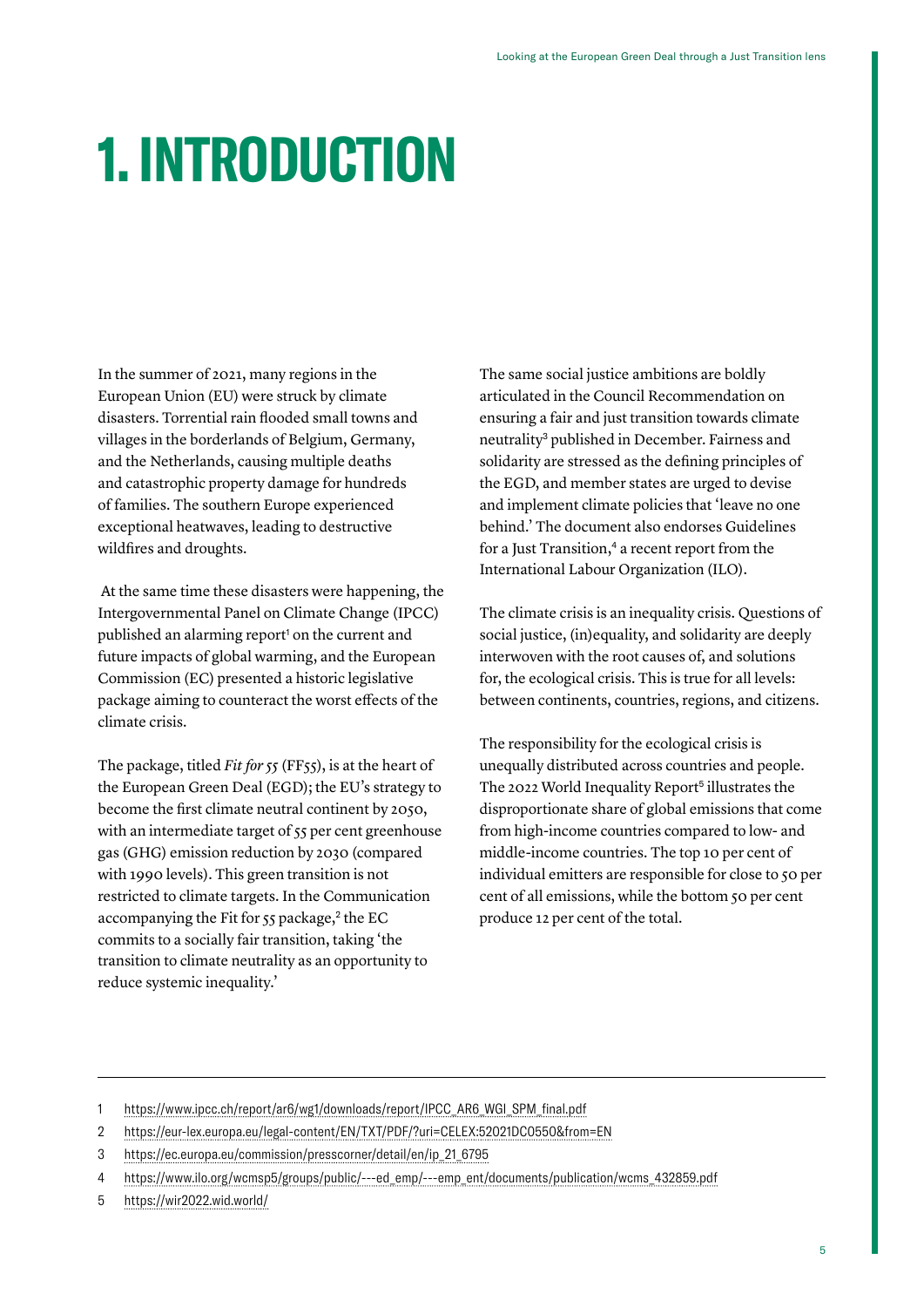# 1. INTRODUCTION

In the summer of 2021, many regions in the European Union (EU) were struck by climate disasters. Torrential rain flooded small towns and villages in the borderlands of Belgium, Germany, and the Netherlands, causing multiple deaths and catastrophic property damage for hundreds of families. The southern Europe experienced exceptional heatwaves, leading to destructive wildfires and droughts.

At the same time these disasters were happening, the Intergovernmental Panel on Climate Change (IPCC) published an alarming report[1] on the current and future impacts of global warming, and the European Commission (EC) presented a historic legislative package aiming to counteract the worst effects of the climate crisis.

The package, titled *Fit for 55* (FF55), is at the heart of the European Green Deal (EGD); the EU's strategy to become the first climate neutral continent by 2050, with an intermediate target of 55 per cent greenhouse gas (GHG) emission reduction by 2030 (compared with 1990 levels). This green transition is not restricted to climate targets. In the Communication accompanying the Fit for 55 package,[2] the EC commits to a socially fair transition, taking 'the transition to climate neutrality as an opportunity to reduce systemic inequality.'

The same social justice ambitions are boldly articulated in the Council Recommendation on ensuring a fair and just transition towards climate neutrality[3] published in December. Fairness and solidarity are stressed as the defining principles of the EGD, and member states are urged to devise and implement climate policies that 'leave no one behind.' The document also endorses Guidelines for a Just Transition,[4] a recent report from the International Labour Organization (ILO).

The climate crisis is an inequality crisis. Questions of social justice, (in)equality, and solidarity are deeply interwoven with the root causes of, and solutions for, the ecological crisis. This is true for all levels: between continents, countries, regions, and citizens.

The responsibility for the ecological crisis is unequally distributed across countries and people. The 2022 World Inequality Report[5] illustrates the disproportionate share of global emissions that come from high-income countries compared to low- and middle-income countries. The top 10 per cent of individual emitters are responsible for close to 50 per cent of all emissions, while the bottom 50 per cent produce 12 per cent of the total.

---

1 https://www.ipcc.ch/report/ar6/wg1/downloads/report/IPCC_AR6_WGI_SPM_final.pdf

2 https://eur-lex.europa.eu/legal-content/EN/TXT/PDF/?uri=CELEX:52021DC0550&from=EN

3 https://ec.europa.eu/commission/presscorner/detail/en/ip_21_6795

4 https://www.ilo.org/wcmsp5/groups/public/---ed_emp/---emp_ent/documents/publication/wcms_432859.pdf

5 https://wir2022.wid.world/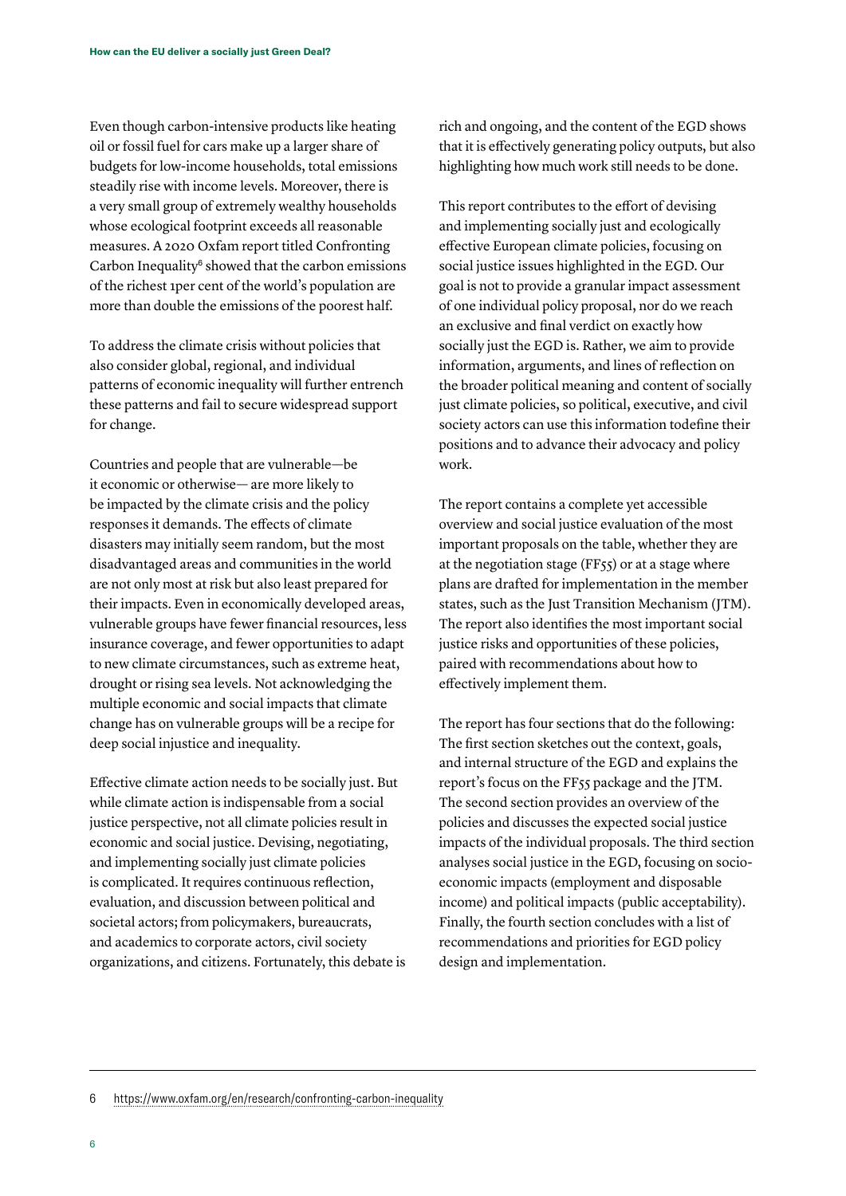Even though carbon-intensive products like heating oil or fossil fuel for cars make up a larger share of budgets for low-income households, total emissions steadily rise with income levels. Moreover, there is a very small group of extremely wealthy households whose ecological footprint exceeds all reasonable measures. A 2020 Oxfam report titled Confronting Carbon Inequality[6] showed that the carbon emissions of the richest 1per cent of the world's population are more than double the emissions of the poorest half.

To address the climate crisis without policies that also consider global, regional, and individual patterns of economic inequality will further entrench these patterns and fail to secure widespread support for change.

Countries and people that are vulnerable—be it economic or otherwise— are more likely to be impacted by the climate crisis and the policy responses it demands. The effects of climate disasters may initially seem random, but the most disadvantaged areas and communities in the world are not only most at risk but also least prepared for their impacts. Even in economically developed areas, vulnerable groups have fewer financial resources, less insurance coverage, and fewer opportunities to adapt to new climate circumstances, such as extreme heat, drought or rising sea levels. Not acknowledging the multiple economic and social impacts that climate change has on vulnerable groups will be a recipe for deep social injustice and inequality.

Effective climate action needs to be socially just. But while climate action is indispensable from a social justice perspective, not all climate policies result in economic and social justice. Devising, negotiating, and implementing socially just climate policies is complicated. It requires continuous reflection, evaluation, and discussion between political and societal actors; from policymakers, bureaucrats, and academics to corporate actors, civil society organizations, and citizens. Fortunately, this debate is rich and ongoing, and the content of the EGD shows that it is effectively generating policy outputs, but also highlighting how much work still needs to be done.

This report contributes to the effort of devising and implementing socially just and ecologically effective European climate policies, focusing on social justice issues highlighted in the EGD. Our goal is not to provide a granular impact assessment of one individual policy proposal, nor do we reach an exclusive and final verdict on exactly how socially just the EGD is. Rather, we aim to provide information, arguments, and lines of reflection on the broader political meaning and content of socially just climate policies, so political, executive, and civil society actors can use this information todefine their positions and to advance their advocacy and policy work.

The report contains a complete yet accessible overview and social justice evaluation of the most important proposals on the table, whether they are at the negotiation stage (FF55) or at a stage where plans are drafted for implementation in the member states, such as the Just Transition Mechanism (JTM). The report also identifies the most important social justice risks and opportunities of these policies, paired with recommendations about how to effectively implement them.

The report has four sections that do the following: The first section sketches out the context, goals, and internal structure of the EGD and explains the report's focus on the FF55 package and the JTM. The second section provides an overview of the policies and discusses the expected social justice impacts of the individual proposals. The third section analyses social justice in the EGD, focusing on socio-economic impacts (employment and disposable income) and political impacts (public acceptability). Finally, the fourth section concludes with a list of recommendations and priorities for EGD policy design and implementation.

---

6 https://www.oxfam.org/en/research/confronting-carbon-inequality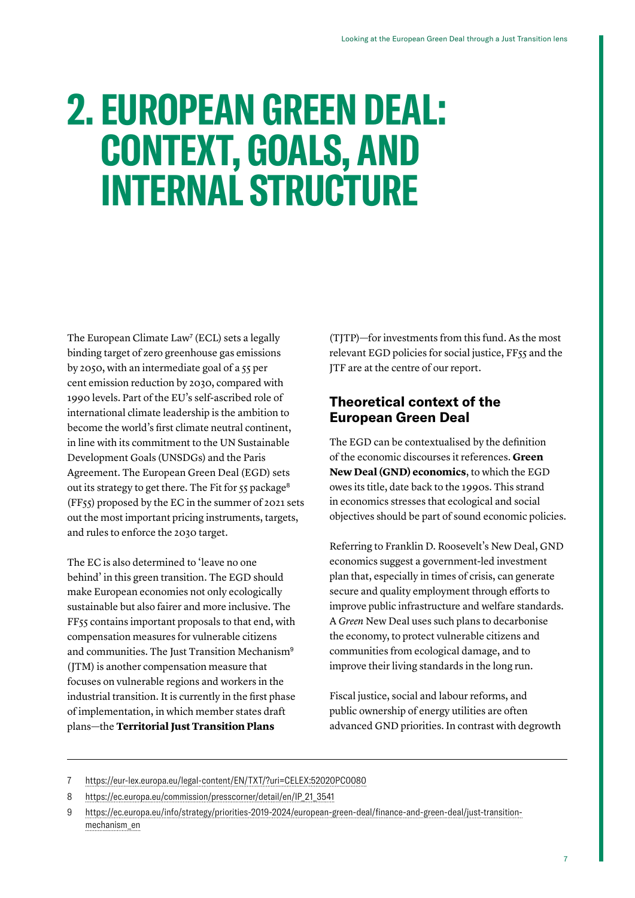# 2. EUROPEAN GREEN DEAL: CONTEXT, GOALS, AND INTERNAL STRUCTURE

The European Climate Law[7] (ECL) sets a legally binding target of zero greenhouse gas emissions by 2050, with an intermediate goal of a 55 per cent emission reduction by 2030, compared with 1990 levels. Part of the EU's self-ascribed role of international climate leadership is the ambition to become the world's first climate neutral continent, in line with its commitment to the UN Sustainable Development Goals (UNSDGs) and the Paris Agreement. The European Green Deal (EGD) sets out its strategy to get there. The Fit for 55 package[8] (FF55) proposed by the EC in the summer of 2021 sets out the most important pricing instruments, targets, and rules to enforce the 2030 target.

The EC is also determined to 'leave no one behind' in this green transition. The EGD should make European economies not only ecologically sustainable but also fairer and more inclusive. The FF55 contains important proposals to that end, with compensation measures for vulnerable citizens and communities. The Just Transition Mechanism[9] (JTM) is another compensation measure that focuses on vulnerable regions and workers in the industrial transition. It is currently in the first phase of implementation, in which member states draft plans—the **Territorial Just Transition Plans** (TJTP)—for investments from this fund. As the most relevant EGD policies for social justice, FF55 and the JTF are at the centre of our report.

## Theoretical context of the European Green Deal

The EGD can be contextualised by the definition of the economic discourses it references. **Green New Deal (GND) economics**, to which the EGD owes its title, date back to the 1990s. This strand in economics stresses that ecological and social objectives should be part of sound economic policies.

Referring to Franklin D. Roosevelt's New Deal, GND economics suggest a government-led investment plan that, especially in times of crisis, can generate secure and quality employment through efforts to improve public infrastructure and welfare standards. A *Green* New Deal uses such plans to decarbonise the economy, to protect vulnerable citizens and communities from ecological damage, and to improve their living standards in the long run.

Fiscal justice, social and labour reforms, and public ownership of energy utilities are often advanced GND priorities. In contrast with degrowth

---

7 https://eur-lex.europa.eu/legal-content/EN/TXT/?uri=CELEX:52020PC0080

8 https://ec.europa.eu/commission/presscorner/detail/en/IP_21_3541

9 https://ec.europa.eu/info/strategy/priorities-2019-2024/european-green-deal/finance-and-green-deal/just-transition-mechanism_en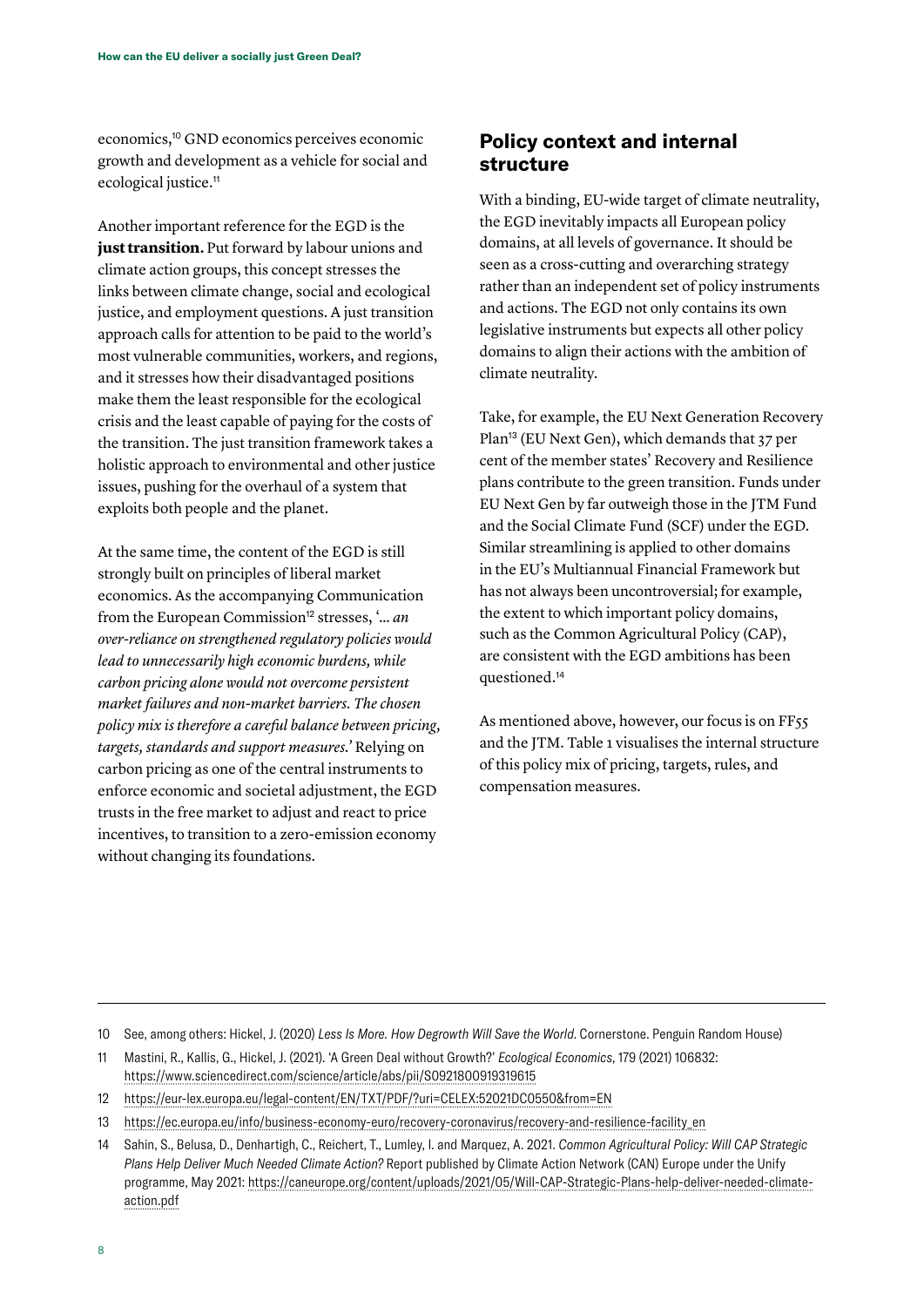economics,[10] GND economics perceives economic growth and development as a vehicle for social and ecological justice.[11]

Another important reference for the EGD is the **just transition.** Put forward by labour unions and climate action groups, this concept stresses the links between climate change, social and ecological justice, and employment questions. A just transition approach calls for attention to be paid to the world's most vulnerable communities, workers, and regions, and it stresses how their disadvantaged positions make them the least responsible for the ecological crisis and the least capable of paying for the costs of the transition. The just transition framework takes a holistic approach to environmental and other justice issues, pushing for the overhaul of a system that exploits both people and the planet.

At the same time, the content of the EGD is still strongly built on principles of liberal market economics. As the accompanying Communication from the European Commission[12] stresses, '*... an over-reliance on strengthened regulatory policies would lead to unnecessarily high economic burdens, while carbon pricing alone would not overcome persistent market failures and non-market barriers. The chosen policy mix is therefore a careful balance between pricing, targets, standards and support measures.*' Relying on carbon pricing as one of the central instruments to enforce economic and societal adjustment, the EGD trusts in the free market to adjust and react to price incentives, to transition to a zero-emission economy without changing its foundations.

## Policy context and internal structure

With a binding, EU-wide target of climate neutrality, the EGD inevitably impacts all European policy domains, at all levels of governance. It should be seen as a cross-cutting and overarching strategy rather than an independent set of policy instruments and actions. The EGD not only contains its own legislative instruments but expects all other policy domains to align their actions with the ambition of climate neutrality.

Take, for example, the EU Next Generation Recovery Plan[13] (EU Next Gen), which demands that 37 per cent of the member states' Recovery and Resilience plans contribute to the green transition. Funds under EU Next Gen by far outweigh those in the JTM Fund and the Social Climate Fund (SCF) under the EGD. Similar streamlining is applied to other domains in the EU's Multiannual Financial Framework but has not always been uncontroversial; for example, the extent to which important policy domains, such as the Common Agricultural Policy (CAP), are consistent with the EGD ambitions has been questioned.[14]

As mentioned above, however, our focus is on FF55 and the JTM. Table 1 visualises the internal structure of this policy mix of pricing, targets, rules, and compensation measures.

---

10 See, among others: Hickel, J. (2020) *Less Is More. How Degrowth Will Save the World.* Cornerstone. Penguin Random House)

11 Mastini, R., Kallis, G., Hickel, J. (2021). 'A Green Deal without Growth?' *Ecological Economics*, 179 (2021) 106832: https://www.sciencedirect.com/science/article/abs/pii/S0921800919319615

12 https://eur-lex.europa.eu/legal-content/EN/TXT/PDF/?uri=CELEX:52021DC0550&from=EN

13 https://ec.europa.eu/info/business-economy-euro/recovery-coronavirus/recovery-and-resilience-facility_en

14 Sahin, S., Belusa, D., Denhartigh, C., Reichert, T., Lumley, I. and Marquez, A. 2021. *Common Agricultural Policy: Will CAP Strategic Plans Help Deliver Much Needed Climate Action?* Report published by Climate Action Network (CAN) Europe under the Unify programme, May 2021: https://caneurope.org/content/uploads/2021/05/Will-CAP-Strategic-Plans-help-deliver-needed-climate-action.pdf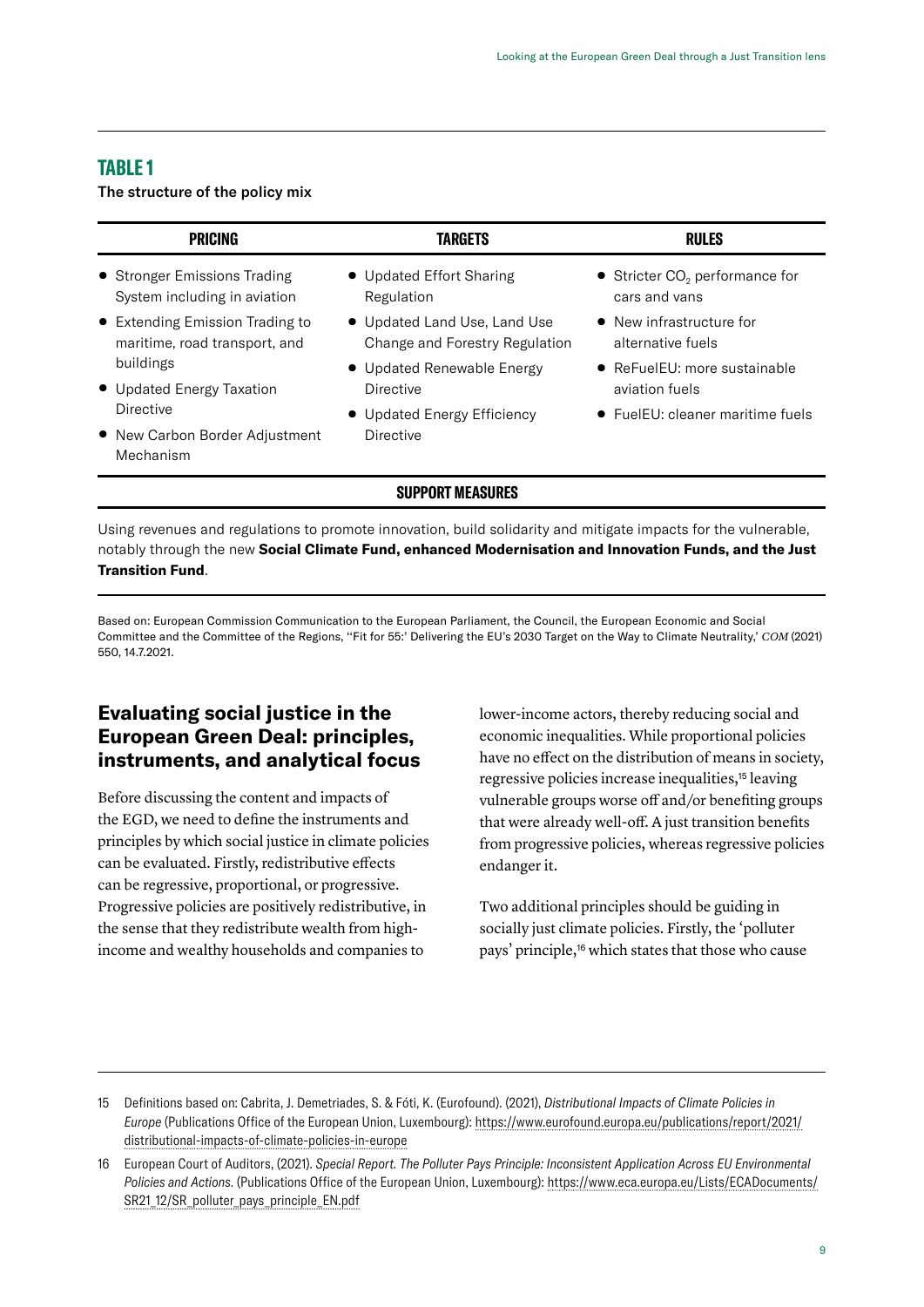## TABLE 1

The structure of the policy mix

| PRICING | TARGETS | RULES |
|---|---|---|
| • Stronger Emissions Trading System including in aviation<br>• Extending Emission Trading to maritime, road transport, and buildings<br>• Updated Energy Taxation Directive<br>• New Carbon Border Adjustment Mechanism | • Updated Effort Sharing Regulation<br>• Updated Land Use, Land Use Change and Forestry Regulation<br>• Updated Renewable Energy Directive<br>• Updated Energy Efficiency Directive | • Stricter $CO_2$ performance for cars and vans<br>• New infrastructure for alternative fuels<br>• ReFuelEU: more sustainable aviation fuels<br>• FuelEU: cleaner maritime fuels |
| **SUPPORT MEASURES** | | |
| Using revenues and regulations to promote innovation, build solidarity and mitigate impacts for the vulnerable, notably through the new **Social Climate Fund, enhanced Modernisation and Innovation Funds, and the Just Transition Fund**. | | |

Based on: European Commission Communication to the European Parliament, the Council, the European Economic and Social Committee and the Committee of the Regions, ''Fit for 55:' Delivering the EU's 2030 Target on the Way to Climate Neutrality,' *COM* (2021) 550, 14.7.2021.

## Evaluating social justice in the European Green Deal: principles, instruments, and analytical focus

Before discussing the content and impacts of the EGD, we need to define the instruments and principles by which social justice in climate policies can be evaluated. Firstly, redistributive effects can be regressive, proportional, or progressive. Progressive policies are positively redistributive, in the sense that they redistribute wealth from high-income and wealthy households and companies to lower-income actors, thereby reducing social and economic inequalities. While proportional policies have no effect on the distribution of means in society, regressive policies increase inequalities,[15] leaving vulnerable groups worse off and/or benefiting groups that were already well-off. A just transition benefits from progressive policies, whereas regressive policies endanger it.

Two additional principles should be guiding in socially just climate policies. Firstly, the 'polluter pays' principle,[16] which states that those who cause

15 Definitions based on: Cabrita, J. Demetriades, S. & Fóti, K. (Eurofound). (2021), *Distributional Impacts of Climate Policies in Europe* (Publications Office of the European Union, Luxembourg): https://www.eurofound.europa.eu/publications/report/2021/distributional-impacts-of-climate-policies-in-europe

16 European Court of Auditors, (2021). *Special Report. The Polluter Pays Principle: Inconsistent Application Across EU Environmental Policies and Actions.* (Publications Office of the European Union, Luxembourg): https://www.eca.europa.eu/Lists/ECADocuments/SR21_12/SR_polluter_pays_principle_EN.pdf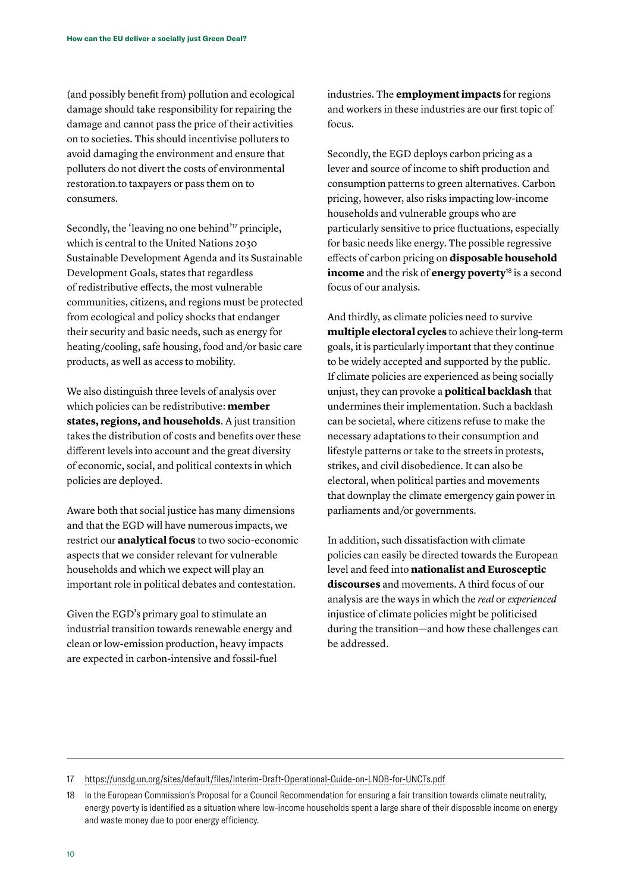(and possibly benefit from) pollution and ecological damage should take responsibility for repairing the damage and cannot pass the price of their activities on to societies. This should incentivise polluters to avoid damaging the environment and ensure that polluters do not divert the costs of environmental restoration.to taxpayers or pass them on to consumers.

Secondly, the 'leaving no one behind'[17] principle, which is central to the United Nations 2030 Sustainable Development Agenda and its Sustainable Development Goals, states that regardless of redistributive effects, the most vulnerable communities, citizens, and regions must be protected from ecological and policy shocks that endanger their security and basic needs, such as energy for heating/cooling, safe housing, food and/or basic care products, as well as access to mobility.

We also distinguish three levels of analysis over which policies can be redistributive: **member states, regions, and households**. A just transition takes the distribution of costs and benefits over these different levels into account and the great diversity of economic, social, and political contexts in which policies are deployed.

Aware both that social justice has many dimensions and that the EGD will have numerous impacts, we restrict our **analytical focus** to two socio-economic aspects that we consider relevant for vulnerable households and which we expect will play an important role in political debates and contestation.

Given the EGD's primary goal to stimulate an industrial transition towards renewable energy and clean or low-emission production, heavy impacts are expected in carbon-intensive and fossil-fuel industries. The **employment impacts** for regions and workers in these industries are our first topic of focus.

Secondly, the EGD deploys carbon pricing as a lever and source of income to shift production and consumption patterns to green alternatives. Carbon pricing, however, also risks impacting low-income households and vulnerable groups who are particularly sensitive to price fluctuations, especially for basic needs like energy. The possible regressive effects of carbon pricing on **disposable household income** and the risk of **energy poverty**[18] is a second focus of our analysis.

And thirdly, as climate policies need to survive **multiple electoral cycles** to achieve their long-term goals, it is particularly important that they continue to be widely accepted and supported by the public. If climate policies are experienced as being socially unjust, they can provoke a **political backlash** that undermines their implementation. Such a backlash can be societal, where citizens refuse to make the necessary adaptations to their consumption and lifestyle patterns or take to the streets in protests, strikes, and civil disobedience. It can also be electoral, when political parties and movements that downplay the climate emergency gain power in parliaments and/or governments.

In addition, such dissatisfaction with climate policies can easily be directed towards the European level and feed into **nationalist and Eurosceptic discourses** and movements. A third focus of our analysis are the ways in which the *real* or *experienced* injustice of climate policies might be politicised during the transition—and how these challenges can be addressed.

---

17 https://unsdg.un.org/sites/default/files/Interim-Draft-Operational-Guide-on-LNOB-for-UNCTs.pdf

18 In the European Commission's Proposal for a Council Recommendation for ensuring a fair transition towards climate neutrality, energy poverty is identified as a situation where low-income households spent a large share of their disposable income on energy and waste money due to poor energy efficiency.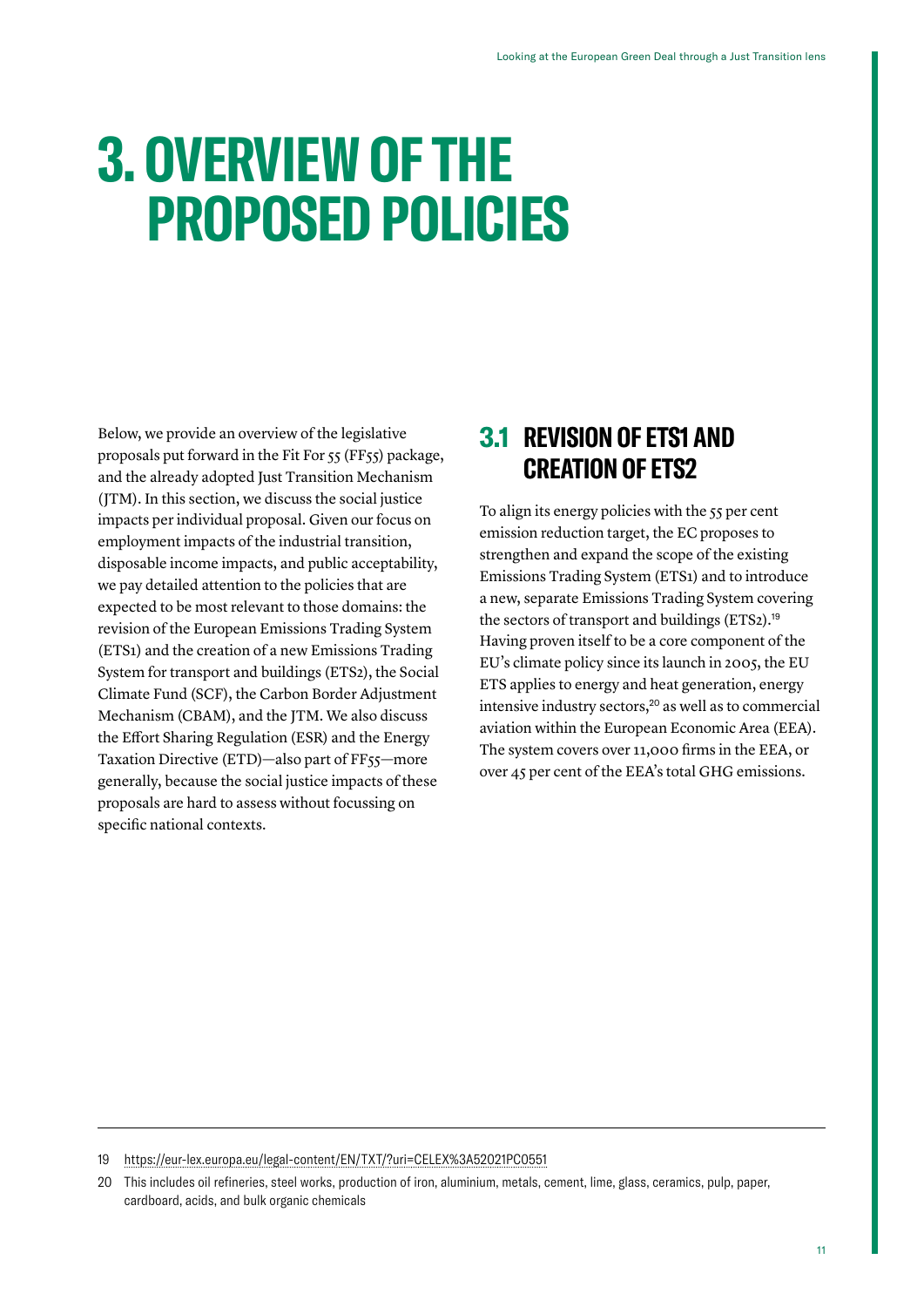# 3. OVERVIEW OF THE PROPOSED POLICIES

Below, we provide an overview of the legislative proposals put forward in the Fit For 55 (FF55) package, and the already adopted Just Transition Mechanism (JTM). In this section, we discuss the social justice impacts per individual proposal. Given our focus on employment impacts of the industrial transition, disposable income impacts, and public acceptability, we pay detailed attention to the policies that are expected to be most relevant to those domains: the revision of the European Emissions Trading System (ETS1) and the creation of a new Emissions Trading System for transport and buildings (ETS2), the Social Climate Fund (SCF), the Carbon Border Adjustment Mechanism (CBAM), and the JTM. We also discuss the Effort Sharing Regulation (ESR) and the Energy Taxation Directive (ETD)—also part of FF55—more generally, because the social justice impacts of these proposals are hard to assess without focussing on specific national contexts.

## 3.1 REVISION OF ETS1 AND CREATION OF ETS2

To align its energy policies with the 55 per cent emission reduction target, the EC proposes to strengthen and expand the scope of the existing Emissions Trading System (ETS1) and to introduce a new, separate Emissions Trading System covering the sectors of transport and buildings (ETS2).[19] Having proven itself to be a core component of the EU's climate policy since its launch in 2005, the EU ETS applies to energy and heat generation, energy intensive industry sectors,[20] as well as to commercial aviation within the European Economic Area (EEA). The system covers over 11,000 firms in the EEA, or over 45 per cent of the EEA's total GHG emissions.

---

19 https://eur-lex.europa.eu/legal-content/EN/TXT/?uri=CELEX%3A52021PC0551

20 This includes oil refineries, steel works, production of iron, aluminium, metals, cement, lime, glass, ceramics, pulp, paper, cardboard, acids, and bulk organic chemicals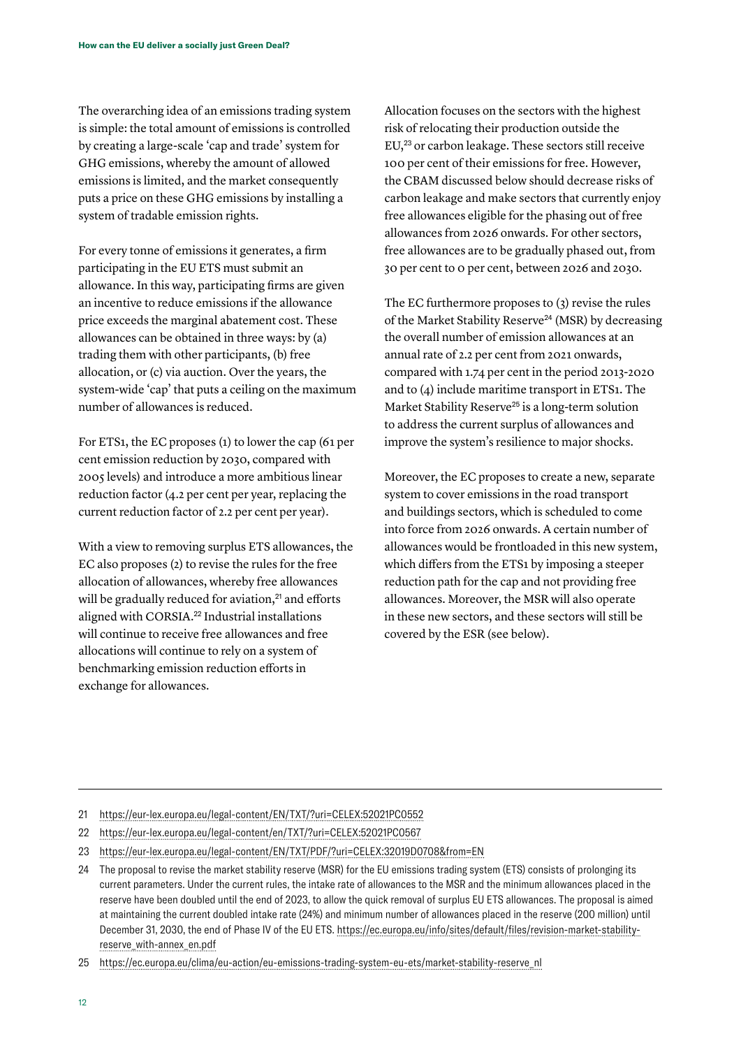The overarching idea of an emissions trading system is simple: the total amount of emissions is controlled by creating a large-scale 'cap and trade' system for GHG emissions, whereby the amount of allowed emissions is limited, and the market consequently puts a price on these GHG emissions by installing a system of tradable emission rights.

For every tonne of emissions it generates, a firm participating in the EU ETS must submit an allowance. In this way, participating firms are given an incentive to reduce emissions if the allowance price exceeds the marginal abatement cost. These allowances can be obtained in three ways: by (a) trading them with other participants, (b) free allocation, or (c) via auction. Over the years, the system-wide 'cap' that puts a ceiling on the maximum number of allowances is reduced.

For ETS1, the EC proposes (1) to lower the cap (61 per cent emission reduction by 2030, compared with 2005 levels) and introduce a more ambitious linear reduction factor (4.2 per cent per year, replacing the current reduction factor of 2.2 per cent per year).

With a view to removing surplus ETS allowances, the EC also proposes (2) to revise the rules for the free allocation of allowances, whereby free allowances will be gradually reduced for aviation,[21] and efforts aligned with CORSIA.[22] Industrial installations will continue to receive free allowances and free allocations will continue to rely on a system of benchmarking emission reduction efforts in exchange for allowances.

Allocation focuses on the sectors with the highest risk of relocating their production outside the EU,[23] or carbon leakage. These sectors still receive 100 per cent of their emissions for free. However, the CBAM discussed below should decrease risks of carbon leakage and make sectors that currently enjoy free allowances eligible for the phasing out of free allowances from 2026 onwards. For other sectors, free allowances are to be gradually phased out, from 30 per cent to 0 per cent, between 2026 and 2030.

The EC furthermore proposes to (3) revise the rules of the Market Stability Reserve[24] (MSR) by decreasing the overall number of emission allowances at an annual rate of 2.2 per cent from 2021 onwards, compared with 1.74 per cent in the period 2013-2020 and to (4) include maritime transport in ETS1. The Market Stability Reserve[25] is a long-term solution to address the current surplus of allowances and improve the system's resilience to major shocks.

Moreover, the EC proposes to create a new, separate system to cover emissions in the road transport and buildings sectors, which is scheduled to come into force from 2026 onwards. A certain number of allowances would be frontloaded in this new system, which differs from the ETS1 by imposing a steeper reduction path for the cap and not providing free allowances. Moreover, the MSR will also operate in these new sectors, and these sectors will still be covered by the ESR (see below).

---

21 https://eur-lex.europa.eu/legal-content/EN/TXT/?uri=CELEX:52021PC0552

22 https://eur-lex.europa.eu/legal-content/en/TXT/?uri=CELEX:52021PC0567

23 https://eur-lex.europa.eu/legal-content/EN/TXT/PDF/?uri=CELEX:32019D0708&from=EN

24 The proposal to revise the market stability reserve (MSR) for the EU emissions trading system (ETS) consists of prolonging its current parameters. Under the current rules, the intake rate of allowances to the MSR and the minimum allowances placed in the reserve have been doubled until the end of 2023, to allow the quick removal of surplus EU ETS allowances. The proposal is aimed at maintaining the current doubled intake rate (24%) and minimum number of allowances placed in the reserve (200 million) until December 31, 2030, the end of Phase IV of the EU ETS. https://ec.europa.eu/info/sites/default/files/revision-market-stability-reserve_with-annex_en.pdf

25 https://ec.europa.eu/clima/eu-action/eu-emissions-trading-system-eu-ets/market-stability-reserve_nl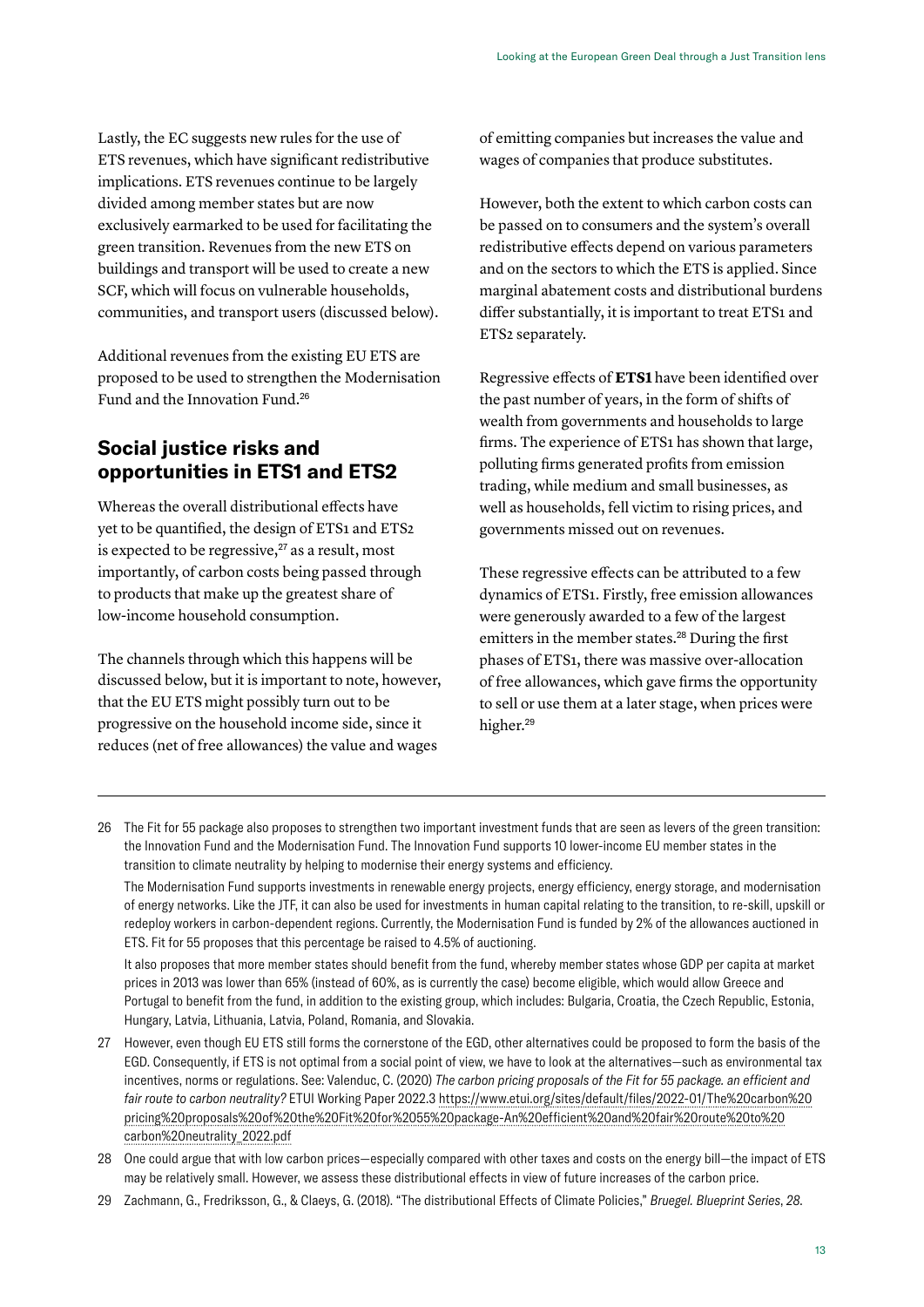Lastly, the EC suggests new rules for the use of ETS revenues, which have significant redistributive implications. ETS revenues continue to be largely divided among member states but are now exclusively earmarked to be used for facilitating the green transition. Revenues from the new ETS on buildings and transport will be used to create a new SCF, which will focus on vulnerable households, communities, and transport users (discussed below).

Additional revenues from the existing EU ETS are proposed to be used to strengthen the Modernisation Fund and the Innovation Fund.[26]

## Social justice risks and opportunities in ETS1 and ETS2

Whereas the overall distributional effects have yet to be quantified, the design of ETS1 and ETS2 is expected to be regressive,[27] as a result, most importantly, of carbon costs being passed through to products that make up the greatest share of low-income household consumption.

The channels through which this happens will be discussed below, but it is important to note, however, that the EU ETS might possibly turn out to be progressive on the household income side, since it reduces (net of free allowances) the value and wages of emitting companies but increases the value and wages of companies that produce substitutes.

However, both the extent to which carbon costs can be passed on to consumers and the system's overall redistributive effects depend on various parameters and on the sectors to which the ETS is applied. Since marginal abatement costs and distributional burdens differ substantially, it is important to treat ETS1 and ETS2 separately.

Regressive effects of **ETS1** have been identified over the past number of years, in the form of shifts of wealth from governments and households to large firms. The experience of ETS1 has shown that large, polluting firms generated profits from emission trading, while medium and small businesses, as well as households, fell victim to rising prices, and governments missed out on revenues.

These regressive effects can be attributed to a few dynamics of ETS1. Firstly, free emission allowances were generously awarded to a few of the largest emitters in the member states.[28] During the first phases of ETS1, there was massive over-allocation of free allowances, which gave firms the opportunity to sell or use them at a later stage, when prices were higher.[29]

---

26 The Fit for 55 package also proposes to strengthen two important investment funds that are seen as levers of the green transition: the Innovation Fund and the Modernisation Fund. The Innovation Fund supports 10 lower-income EU member states in the transition to climate neutrality by helping to modernise their energy systems and efficiency.

The Modernisation Fund supports investments in renewable energy projects, energy efficiency, energy storage, and modernisation of energy networks. Like the JTF, it can also be used for investments in human capital relating to the transition, to re-skill, upskill or redeploy workers in carbon-dependent regions. Currently, the Modernisation Fund is funded by 2% of the allowances auctioned in ETS. Fit for 55 proposes that this percentage be raised to 4.5% of auctioning.

It also proposes that more member states should benefit from the fund, whereby member states whose GDP per capita at market prices in 2013 was lower than 65% (instead of 60%, as is currently the case) become eligible, which would allow Greece and Portugal to benefit from the fund, in addition to the existing group, which includes: Bulgaria, Croatia, the Czech Republic, Estonia, Hungary, Latvia, Lithuania, Latvia, Poland, Romania, and Slovakia.

27 However, even though EU ETS still forms the cornerstone of the EGD, other alternatives could be proposed to form the basis of the EGD. Consequently, if ETS is not optimal from a social point of view, we have to look at the alternatives—such as environmental tax incentives, norms or regulations. See: Valenduc, C. (2020) *The carbon pricing proposals of the Fit for 55 package. an efficient and fair route to carbon neutrality?* ETUI Working Paper 2022.3 https://www.etui.org/sites/default/files/2022-01/The%20carbon%20pricing%20proposals%20of%20the%20Fit%20for%2055%20package-An%20efficient%20and%20fair%20route%20to%20carbon%20neutrality_2022.pdf

28 One could argue that with low carbon prices—especially compared with other taxes and costs on the energy bill—the impact of ETS may be relatively small. However, we assess these distributional effects in view of future increases of the carbon price.

29 Zachmann, G., Fredriksson, G., & Claeys, G. (2018). "The distributional Effects of Climate Policies," *Bruegel. Blueprint Series, 28.*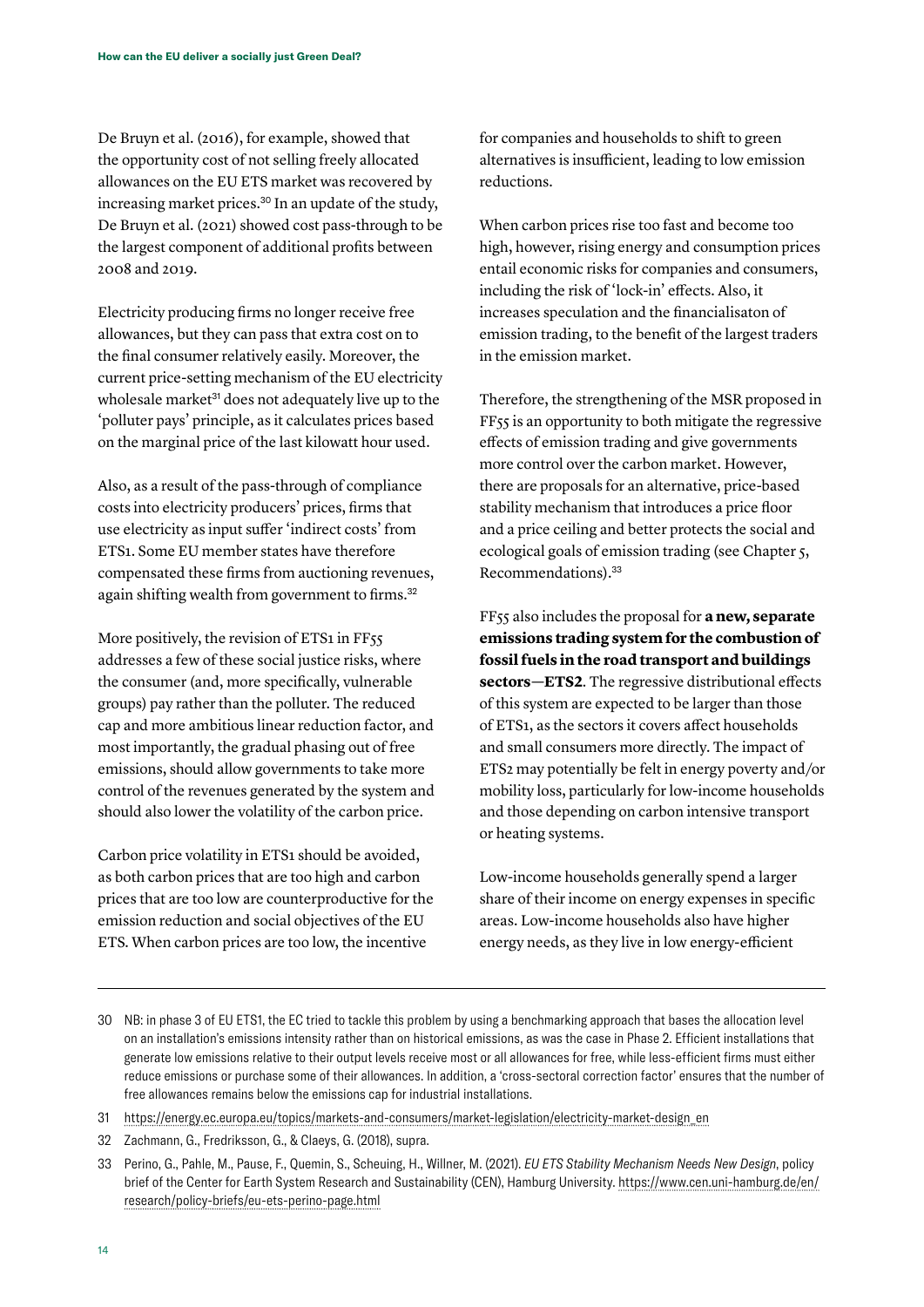De Bruyn et al. (2016), for example, showed that the opportunity cost of not selling freely allocated allowances on the EU ETS market was recovered by increasing market prices.[30] In an update of the study, De Bruyn et al. (2021) showed cost pass-through to be the largest component of additional profits between 2008 and 2019.

Electricity producing firms no longer receive free allowances, but they can pass that extra cost on to the final consumer relatively easily. Moreover, the current price-setting mechanism of the EU electricity wholesale market[31] does not adequately live up to the 'polluter pays' principle, as it calculates prices based on the marginal price of the last kilowatt hour used.

Also, as a result of the pass-through of compliance costs into electricity producers' prices, firms that use electricity as input suffer 'indirect costs' from ETS1. Some EU member states have therefore compensated these firms from auctioning revenues, again shifting wealth from government to firms.[32]

More positively, the revision of ETS1 in FF55 addresses a few of these social justice risks, where the consumer (and, more specifically, vulnerable groups) pay rather than the polluter. The reduced cap and more ambitious linear reduction factor, and most importantly, the gradual phasing out of free emissions, should allow governments to take more control of the revenues generated by the system and should also lower the volatility of the carbon price.

Carbon price volatility in ETS1 should be avoided, as both carbon prices that are too high and carbon prices that are too low are counterproductive for the emission reduction and social objectives of the EU ETS. When carbon prices are too low, the incentive for companies and households to shift to green alternatives is insufficient, leading to low emission reductions.

When carbon prices rise too fast and become too high, however, rising energy and consumption prices entail economic risks for companies and consumers, including the risk of 'lock-in' effects. Also, it increases speculation and the financialisaton of emission trading, to the benefit of the largest traders in the emission market.

Therefore, the strengthening of the MSR proposed in FF55 is an opportunity to both mitigate the regressive effects of emission trading and give governments more control over the carbon market. However, there are proposals for an alternative, price-based stability mechanism that introduces a price floor and a price ceiling and better protects the social and ecological goals of emission trading (see Chapter 5, Recommendations).[33]

FF55 also includes the proposal for **a new, separate emissions trading system for the combustion of fossil fuels in the road transport and buildings sectors—ETS2**. The regressive distributional effects of this system are expected to be larger than those of ETS1, as the sectors it covers affect households and small consumers more directly. The impact of ETS2 may potentially be felt in energy poverty and/or mobility loss, particularly for low-income households and those depending on carbon intensive transport or heating systems.

Low-income households generally spend a larger share of their income on energy expenses in specific areas. Low-income households also have higher energy needs, as they live in low energy-efficient

---

30 NB: in phase 3 of EU ETS1, the EC tried to tackle this problem by using a benchmarking approach that bases the allocation level on an installation's emissions intensity rather than on historical emissions, as was the case in Phase 2. Efficient installations that generate low emissions relative to their output levels receive most or all allowances for free, while less-efficient firms must either reduce emissions or purchase some of their allowances. In addition, a 'cross-sectoral correction factor' ensures that the number of free allowances remains below the emissions cap for industrial installations.

31 https://energy.ec.europa.eu/topics/markets-and-consumers/market-legislation/electricity-market-design_en

32 Zachmann, G., Fredriksson, G., & Claeys, G. (2018), supra.

33 Perino, G., Pahle, M., Pause, F., Quemin, S., Scheuing, H., Willner, M. (2021). *EU ETS Stability Mechanism Needs New Design*, policy brief of the Center for Earth System Research and Sustainability (CEN), Hamburg University. https://www.cen.uni-hamburg.de/en/research/policy-briefs/eu-ets-perino-page.html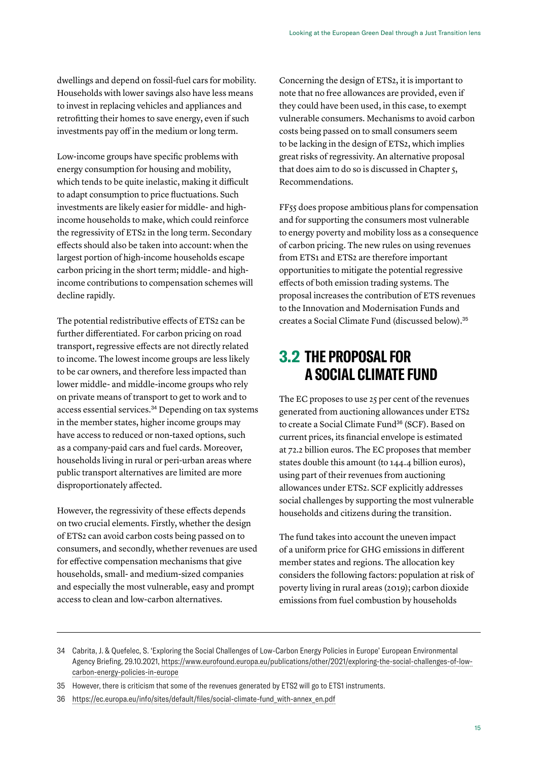dwellings and depend on fossil-fuel cars for mobility. Households with lower savings also have less means to invest in replacing vehicles and appliances and retrofitting their homes to save energy, even if such investments pay off in the medium or long term.

Low-income groups have specific problems with energy consumption for housing and mobility, which tends to be quite inelastic, making it difficult to adapt consumption to price fluctuations. Such investments are likely easier for middle- and high-income households to make, which could reinforce the regressivity of ETS2 in the long term. Secondary effects should also be taken into account: when the largest portion of high-income households escape carbon pricing in the short term; middle- and high-income contributions to compensation schemes will decline rapidly.

The potential redistributive effects of ETS2 can be further differentiated. For carbon pricing on road transport, regressive effects are not directly related to income. The lowest income groups are less likely to be car owners, and therefore less impacted than lower middle- and middle-income groups who rely on private means of transport to get to work and to access essential services.[34] Depending on tax systems in the member states, higher income groups may have access to reduced or non-taxed options, such as a company-paid cars and fuel cards. Moreover, households living in rural or peri-urban areas where public transport alternatives are limited are more disproportionately affected.

However, the regressivity of these effects depends on two crucial elements. Firstly, whether the design of ETS2 can avoid carbon costs being passed on to consumers, and secondly, whether revenues are used for effective compensation mechanisms that give households, small- and medium-sized companies and especially the most vulnerable, easy and prompt access to clean and low-carbon alternatives.

Concerning the design of ETS2, it is important to note that no free allowances are provided, even if they could have been used, in this case, to exempt vulnerable consumers. Mechanisms to avoid carbon costs being passed on to small consumers seem to be lacking in the design of ETS2, which implies great risks of regressivity. An alternative proposal that does aim to do so is discussed in Chapter 5, Recommendations.

FF55 does propose ambitious plans for compensation and for supporting the consumers most vulnerable to energy poverty and mobility loss as a consequence of carbon pricing. The new rules on using revenues from ETS1 and ETS2 are therefore important opportunities to mitigate the potential regressive effects of both emission trading systems. The proposal increases the contribution of ETS revenues to the Innovation and Modernisation Funds and creates a Social Climate Fund (discussed below).[35]

## 3.2 THE PROPOSAL FOR A SOCIAL CLIMATE FUND

The EC proposes to use 25 per cent of the revenues generated from auctioning allowances under ETS2 to create a Social Climate Fund[36] (SCF). Based on current prices, its financial envelope is estimated at 72.2 billion euros. The EC proposes that member states double this amount (to 144.4 billion euros), using part of their revenues from auctioning allowances under ETS2. SCF explicitly addresses social challenges by supporting the most vulnerable households and citizens during the transition.

The fund takes into account the uneven impact of a uniform price for GHG emissions in different member states and regions. The allocation key considers the following factors: population at risk of poverty living in rural areas (2019); carbon dioxide emissions from fuel combustion by households

---

34 Cabrita, J. & Quefelec, S. 'Exploring the Social Challenges of Low-Carbon Energy Policies in Europe' European Environmental Agency Briefing, 29.10.2021, https://www.eurofound.europa.eu/publications/other/2021/exploring-the-social-challenges-of-low-carbon-energy-policies-in-europe

35 However, there is criticism that some of the revenues generated by ETS2 will go to ETS1 instruments.

36 https://ec.europa.eu/info/sites/default/files/social-climate-fund_with-annex_en.pdf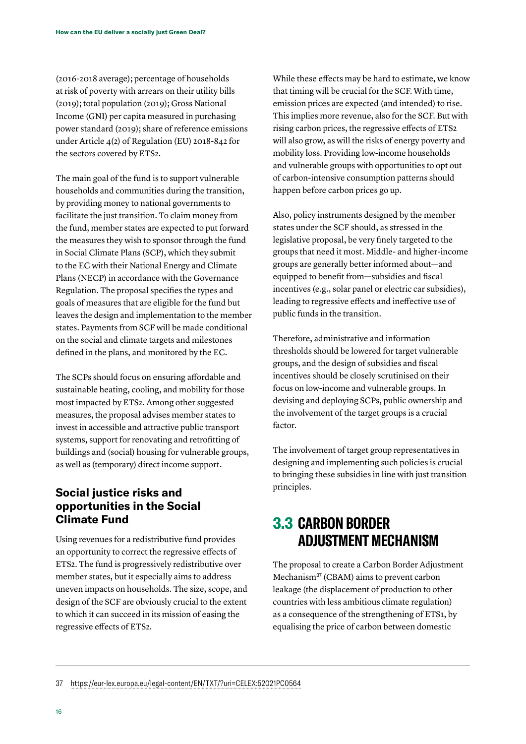(2016-2018 average); percentage of households at risk of poverty with arrears on their utility bills (2019); total population (2019); Gross National Income (GNI) per capita measured in purchasing power standard (2019); share of reference emissions under Article 4(2) of Regulation (EU) 2018-842 for the sectors covered by ETS2.

The main goal of the fund is to support vulnerable households and communities during the transition, by providing money to national governments to facilitate the just transition. To claim money from the fund, member states are expected to put forward the measures they wish to sponsor through the fund in Social Climate Plans (SCP), which they submit to the EC with their National Energy and Climate Plans (NECP) in accordance with the Governance Regulation. The proposal specifies the types and goals of measures that are eligible for the fund but leaves the design and implementation to the member states. Payments from SCF will be made conditional on the social and climate targets and milestones defined in the plans, and monitored by the EC.

The SCPs should focus on ensuring affordable and sustainable heating, cooling, and mobility for those most impacted by ETS2. Among other suggested measures, the proposal advises member states to invest in accessible and attractive public transport systems, support for renovating and retrofitting of buildings and (social) housing for vulnerable groups, as well as (temporary) direct income support.

### Social justice risks and opportunities in the Social Climate Fund

Using revenues for a redistributive fund provides an opportunity to correct the regressive effects of ETS2. The fund is progressively redistributive over member states, but it especially aims to address uneven impacts on households. The size, scope, and design of the SCF are obviously crucial to the extent to which it can succeed in its mission of easing the regressive effects of ETS2.

While these effects may be hard to estimate, we know that timing will be crucial for the SCF. With time, emission prices are expected (and intended) to rise. This implies more revenue, also for the SCF. But with rising carbon prices, the regressive effects of ETS2 will also grow, as will the risks of energy poverty and mobility loss. Providing low-income households and vulnerable groups with opportunities to opt out of carbon-intensive consumption patterns should happen before carbon prices go up.

Also, policy instruments designed by the member states under the SCF should, as stressed in the legislative proposal, be very finely targeted to the groups that need it most. Middle- and higher-income groups are generally better informed about—and equipped to benefit from—subsidies and fiscal incentives (e.g., solar panel or electric car subsidies), leading to regressive effects and ineffective use of public funds in the transition.

Therefore, administrative and information thresholds should be lowered for target vulnerable groups, and the design of subsidies and fiscal incentives should be closely scrutinised on their focus on low-income and vulnerable groups. In devising and deploying SCPs, public ownership and the involvement of the target groups is a crucial factor.

The involvement of target group representatives in designing and implementing such policies is crucial to bringing these subsidies in line with just transition principles.

## 3.3 CARBON BORDER ADJUSTMENT MECHANISM

The proposal to create a Carbon Border Adjustment Mechanism[37] (CBAM) aims to prevent carbon leakage (the displacement of production to other countries with less ambitious climate regulation) as a consequence of the strengthening of ETS1, by equalising the price of carbon between domestic

37 https://eur-lex.europa.eu/legal-content/EN/TXT/?uri=CELEX:52021PC0564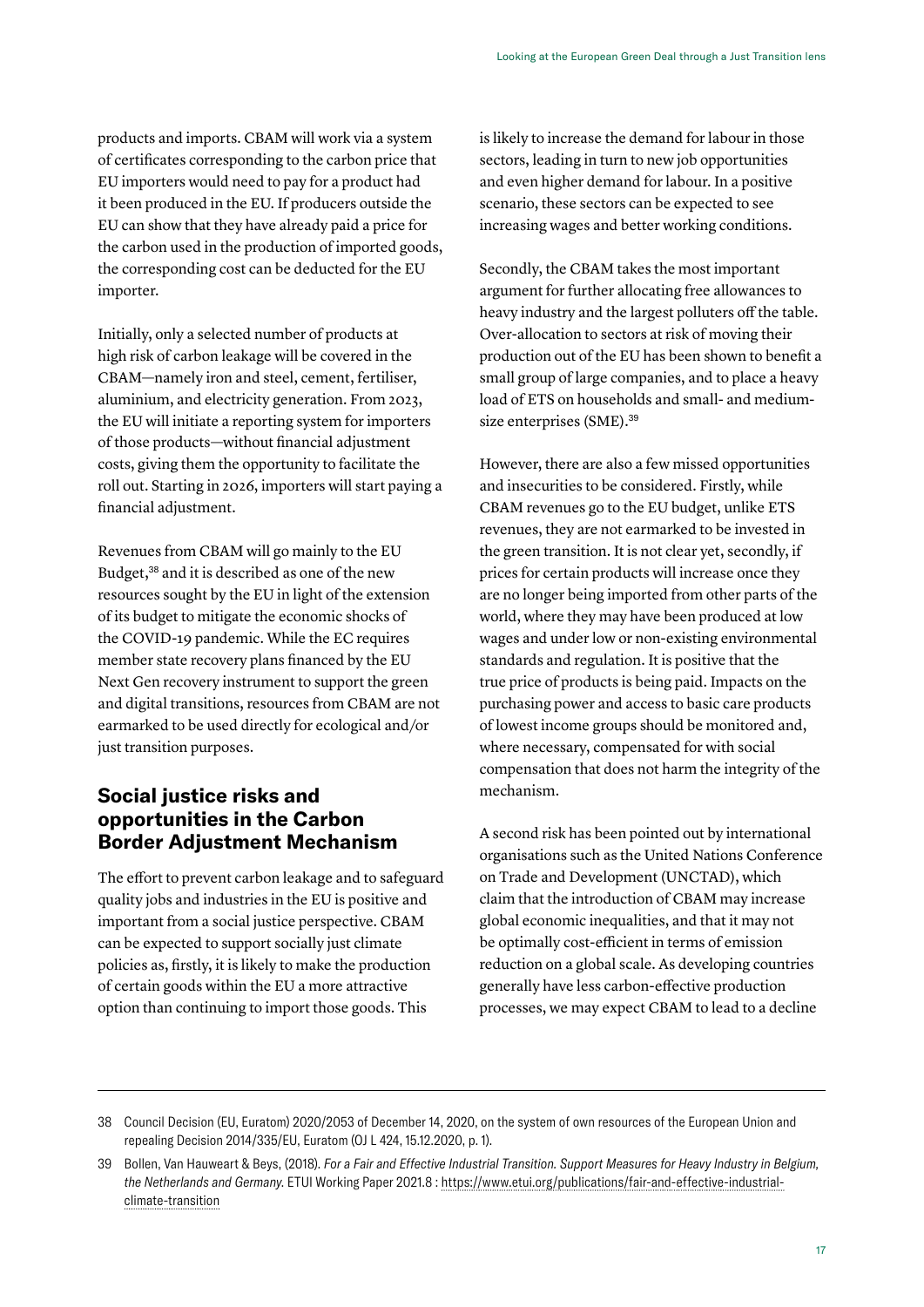products and imports. CBAM will work via a system of certificates corresponding to the carbon price that EU importers would need to pay for a product had it been produced in the EU. If producers outside the EU can show that they have already paid a price for the carbon used in the production of imported goods, the corresponding cost can be deducted for the EU importer.

Initially, only a selected number of products at high risk of carbon leakage will be covered in the CBAM—namely iron and steel, cement, fertiliser, aluminium, and electricity generation. From 2023, the EU will initiate a reporting system for importers of those products—without financial adjustment costs, giving them the opportunity to facilitate the roll out. Starting in 2026, importers will start paying a financial adjustment.

Revenues from CBAM will go mainly to the EU Budget,[38] and it is described as one of the new resources sought by the EU in light of the extension of its budget to mitigate the economic shocks of the COVID-19 pandemic. While the EC requires member state recovery plans financed by the EU Next Gen recovery instrument to support the green and digital transitions, resources from CBAM are not earmarked to be used directly for ecological and/or just transition purposes.

## Social justice risks and opportunities in the Carbon Border Adjustment Mechanism

The effort to prevent carbon leakage and to safeguard quality jobs and industries in the EU is positive and important from a social justice perspective. CBAM can be expected to support socially just climate policies as, firstly, it is likely to make the production of certain goods within the EU a more attractive option than continuing to import those goods. This is likely to increase the demand for labour in those sectors, leading in turn to new job opportunities and even higher demand for labour. In a positive scenario, these sectors can be expected to see increasing wages and better working conditions.

Secondly, the CBAM takes the most important argument for further allocating free allowances to heavy industry and the largest polluters off the table. Over-allocation to sectors at risk of moving their production out of the EU has been shown to benefit a small group of large companies, and to place a heavy load of ETS on households and small- and medium-size enterprises (SME).[39]

However, there are also a few missed opportunities and insecurities to be considered. Firstly, while CBAM revenues go to the EU budget, unlike ETS revenues, they are not earmarked to be invested in the green transition. It is not clear yet, secondly, if prices for certain products will increase once they are no longer being imported from other parts of the world, where they may have been produced at low wages and under low or non-existing environmental standards and regulation. It is positive that the true price of products is being paid. Impacts on the purchasing power and access to basic care products of lowest income groups should be monitored and, where necessary, compensated for with social compensation that does not harm the integrity of the mechanism.

A second risk has been pointed out by international organisations such as the United Nations Conference on Trade and Development (UNCTAD), which claim that the introduction of CBAM may increase global economic inequalities, and that it may not be optimally cost-efficient in terms of emission reduction on a global scale. As developing countries generally have less carbon-effective production processes, we may expect CBAM to lead to a decline

---

38 Council Decision (EU, Euratom) 2020/2053 of December 14, 2020, on the system of own resources of the European Union and repealing Decision 2014/335/EU, Euratom (OJ L 424, 15.12.2020, p. 1).

39 Bollen, Van Hauweart & Beys, (2018). *For a Fair and Effective Industrial Transition. Support Measures for Heavy Industry in Belgium, the Netherlands and Germany.* ETUI Working Paper 2021.8 : https://www.etui.org/publications/fair-and-effective-industrial-climate-transition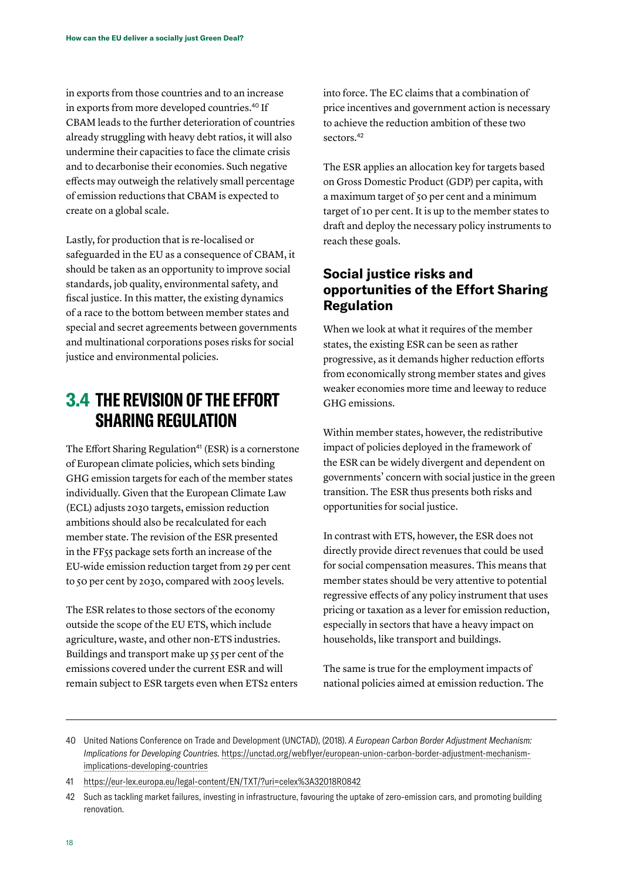in exports from those countries and to an increase in exports from more developed countries.[40] If CBAM leads to the further deterioration of countries already struggling with heavy debt ratios, it will also undermine their capacities to face the climate crisis and to decarbonise their economies. Such negative effects may outweigh the relatively small percentage of emission reductions that CBAM is expected to create on a global scale.

Lastly, for production that is re-localised or safeguarded in the EU as a consequence of CBAM, it should be taken as an opportunity to improve social standards, job quality, environmental safety, and fiscal justice. In this matter, the existing dynamics of a race to the bottom between member states and special and secret agreements between governments and multinational corporations poses risks for social justice and environmental policies.

## 3.4 THE REVISION OF THE EFFORT SHARING REGULATION

The Effort Sharing Regulation[41] (ESR) is a cornerstone of European climate policies, which sets binding GHG emission targets for each of the member states individually. Given that the European Climate Law (ECL) adjusts 2030 targets, emission reduction ambitions should also be recalculated for each member state. The revision of the ESR presented in the FF55 package sets forth an increase of the EU-wide emission reduction target from 29 per cent to 50 per cent by 2030, compared with 2005 levels.

The ESR relates to those sectors of the economy outside the scope of the EU ETS, which include agriculture, waste, and other non-ETS industries. Buildings and transport make up 55 per cent of the emissions covered under the current ESR and will remain subject to ESR targets even when ETS2 enters into force. The EC claims that a combination of price incentives and government action is necessary to achieve the reduction ambition of these two sectors.[42]

The ESR applies an allocation key for targets based on Gross Domestic Product (GDP) per capita, with a maximum target of 50 per cent and a minimum target of 10 per cent. It is up to the member states to draft and deploy the necessary policy instruments to reach these goals.

### Social justice risks and opportunities of the Effort Sharing Regulation

When we look at what it requires of the member states, the existing ESR can be seen as rather progressive, as it demands higher reduction efforts from economically strong member states and gives weaker economies more time and leeway to reduce GHG emissions.

Within member states, however, the redistributive impact of policies deployed in the framework of the ESR can be widely divergent and dependent on governments' concern with social justice in the green transition. The ESR thus presents both risks and opportunities for social justice.

In contrast with ETS, however, the ESR does not directly provide direct revenues that could be used for social compensation measures. This means that member states should be very attentive to potential regressive effects of any policy instrument that uses pricing or taxation as a lever for emission reduction, especially in sectors that have a heavy impact on households, like transport and buildings.

The same is true for the employment impacts of national policies aimed at emission reduction. The

---

40 United Nations Conference on Trade and Development (UNCTAD), (2018). *A European Carbon Border Adjustment Mechanism: Implications for Developing Countries.* https://unctad.org/webflyer/european-union-carbon-border-adjustment-mechanism-implications-developing-countries

41 https://eur-lex.europa.eu/legal-content/EN/TXT/?uri=celex%3A32018R0842

42 Such as tackling market failures, investing in infrastructure, favouring the uptake of zero-emission cars, and promoting building renovation.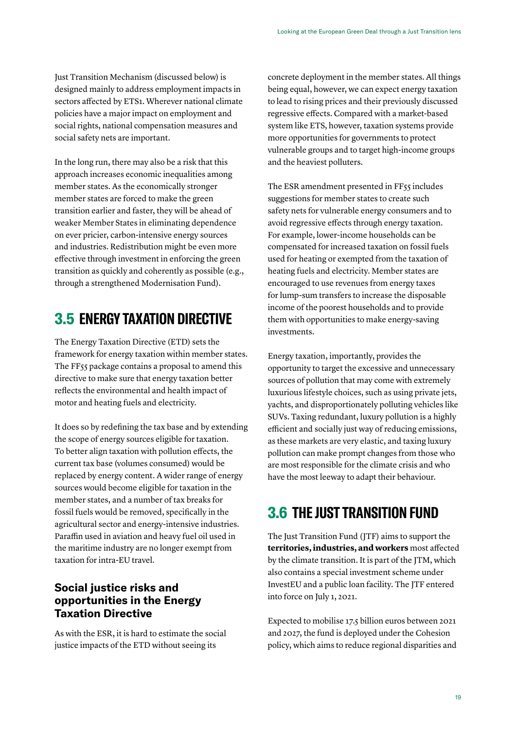Just Transition Mechanism (discussed below) is designed mainly to address employment impacts in sectors affected by ETS1. Wherever national climate policies have a major impact on employment and social rights, national compensation measures and social safety nets are important.

In the long run, there may also be a risk that this approach increases economic inequalities among member states. As the economically stronger member states are forced to make the green transition earlier and faster, they will be ahead of weaker Member States in eliminating dependence on ever pricier, carbon-intensive energy sources and industries. Redistribution might be even more effective through investment in enforcing the green transition as quickly and coherently as possible (e.g., through a strengthened Modernisation Fund).

## 3.5 ENERGY TAXATION DIRECTIVE

The Energy Taxation Directive (ETD) sets the framework for energy taxation within member states. The FF55 package contains a proposal to amend this directive to make sure that energy taxation better reflects the environmental and health impact of motor and heating fuels and electricity.

It does so by redefining the tax base and by extending the scope of energy sources eligible for taxation. To better align taxation with pollution effects, the current tax base (volumes consumed) would be replaced by energy content. A wider range of energy sources would become eligible for taxation in the member states, and a number of tax breaks for fossil fuels would be removed, specifically in the agricultural sector and energy-intensive industries. Paraffin used in aviation and heavy fuel oil used in the maritime industry are no longer exempt from taxation for intra-EU travel.

### Social justice risks and opportunities in the Energy Taxation Directive

As with the ESR, it is hard to estimate the social justice impacts of the ETD without seeing its concrete deployment in the member states. All things being equal, however, we can expect energy taxation to lead to rising prices and their previously discussed regressive effects. Compared with a market-based system like ETS, however, taxation systems provide more opportunities for governments to protect vulnerable groups and to target high-income groups and the heaviest polluters.

The ESR amendment presented in FF55 includes suggestions for member states to create such safety nets for vulnerable energy consumers and to avoid regressive effects through energy taxation. For example, lower-income households can be compensated for increased taxation on fossil fuels used for heating or exempted from the taxation of heating fuels and electricity. Member states are encouraged to use revenues from energy taxes for lump-sum transfers to increase the disposable income of the poorest households and to provide them with opportunities to make energy-saving investments.

Energy taxation, importantly, provides the opportunity to target the excessive and unnecessary sources of pollution that may come with extremely luxurious lifestyle choices, such as using private jets, yachts, and disproportionately polluting vehicles like SUVs. Taxing redundant, luxury pollution is a highly efficient and socially just way of reducing emissions, as these markets are very elastic, and taxing luxury pollution can make prompt changes from those who are most responsible for the climate crisis and who have the most leeway to adapt their behaviour.

## 3.6 THE JUST TRANSITION FUND

The Just Transition Fund (JTF) aims to support the **territories, industries, and workers** most affected by the climate transition. It is part of the JTM, which also contains a special investment scheme under InvestEU and a public loan facility. The JTF entered into force on July 1, 2021.

Expected to mobilise 17.5 billion euros between 2021 and 2027, the fund is deployed under the Cohesion policy, which aims to reduce regional disparities and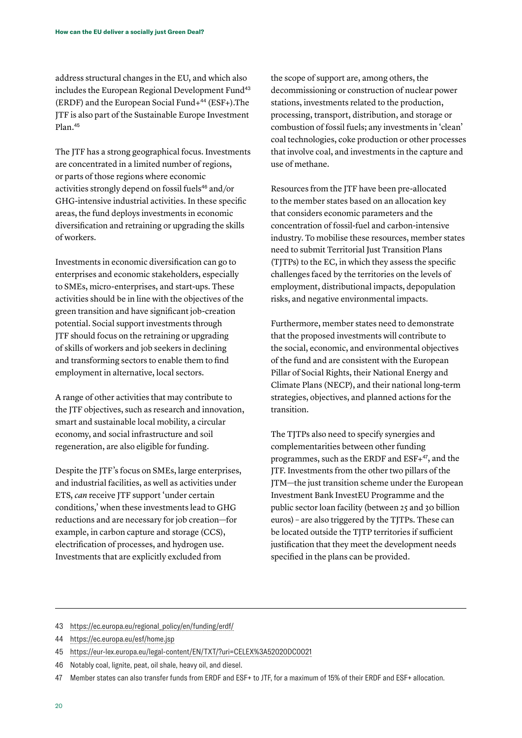address structural changes in the EU, and which also includes the European Regional Development Fund[43] (ERDF) and the European Social Fund+[44] (ESF+).The JTF is also part of the Sustainable Europe Investment Plan.[45]

The JTF has a strong geographical focus. Investments are concentrated in a limited number of regions, or parts of those regions where economic activities strongly depend on fossil fuels[46] and/or GHG-intensive industrial activities. In these specific areas, the fund deploys investments in economic diversification and retraining or upgrading the skills of workers.

Investments in economic diversification can go to enterprises and economic stakeholders, especially to SMEs, micro-enterprises, and start-ups. These activities should be in line with the objectives of the green transition and have significant job-creation potential. Social support investments through JTF should focus on the retraining or upgrading of skills of workers and job seekers in declining and transforming sectors to enable them to find employment in alternative, local sectors.

A range of other activities that may contribute to the JTF objectives, such as research and innovation, smart and sustainable local mobility, a circular economy, and social infrastructure and soil regeneration, are also eligible for funding.

Despite the JTF's focus on SMEs, large enterprises, and industrial facilities, as well as activities under ETS, *can* receive JTF support 'under certain conditions,' when these investments lead to GHG reductions and are necessary for job creation—for example, in carbon capture and storage (CCS), electrification of processes, and hydrogen use. Investments that are explicitly excluded from the scope of support are, among others, the decommissioning or construction of nuclear power stations, investments related to the production, processing, transport, distribution, and storage or combustion of fossil fuels; any investments in 'clean' coal technologies, coke production or other processes that involve coal, and investments in the capture and use of methane.

Resources from the JTF have been pre-allocated to the member states based on an allocation key that considers economic parameters and the concentration of fossil-fuel and carbon-intensive industry. To mobilise these resources, member states need to submit Territorial Just Transition Plans (TJTPs) to the EC, in which they assess the specific challenges faced by the territories on the levels of employment, distributional impacts, depopulation risks, and negative environmental impacts.

Furthermore, member states need to demonstrate that the proposed investments will contribute to the social, economic, and environmental objectives of the fund and are consistent with the European Pillar of Social Rights, their National Energy and Climate Plans (NECP), and their national long-term strategies, objectives, and planned actions for the transition.

The TJTPs also need to specify synergies and complementarities between other funding programmes, such as the ERDF and ESF+[47], and the JTF. Investments from the other two pillars of the JTM—the just transition scheme under the European Investment Bank InvestEU Programme and the public sector loan facility (between 25 and 30 billion euros) – are also triggered by the TJTPs. These can be located outside the TJTP territories if sufficient justification that they meet the development needs specified in the plans can be provided.

---

43 https://ec.europa.eu/regional_policy/en/funding/erdf/

44 https://ec.europa.eu/esf/home.jsp

45 https://eur-lex.europa.eu/legal-content/EN/TXT/?uri=CELEX%3A52020DC0021

46 Notably coal, lignite, peat, oil shale, heavy oil, and diesel.

47 Member states can also transfer funds from ERDF and ESF+ to JTF, for a maximum of 15% of their ERDF and ESF+ allocation.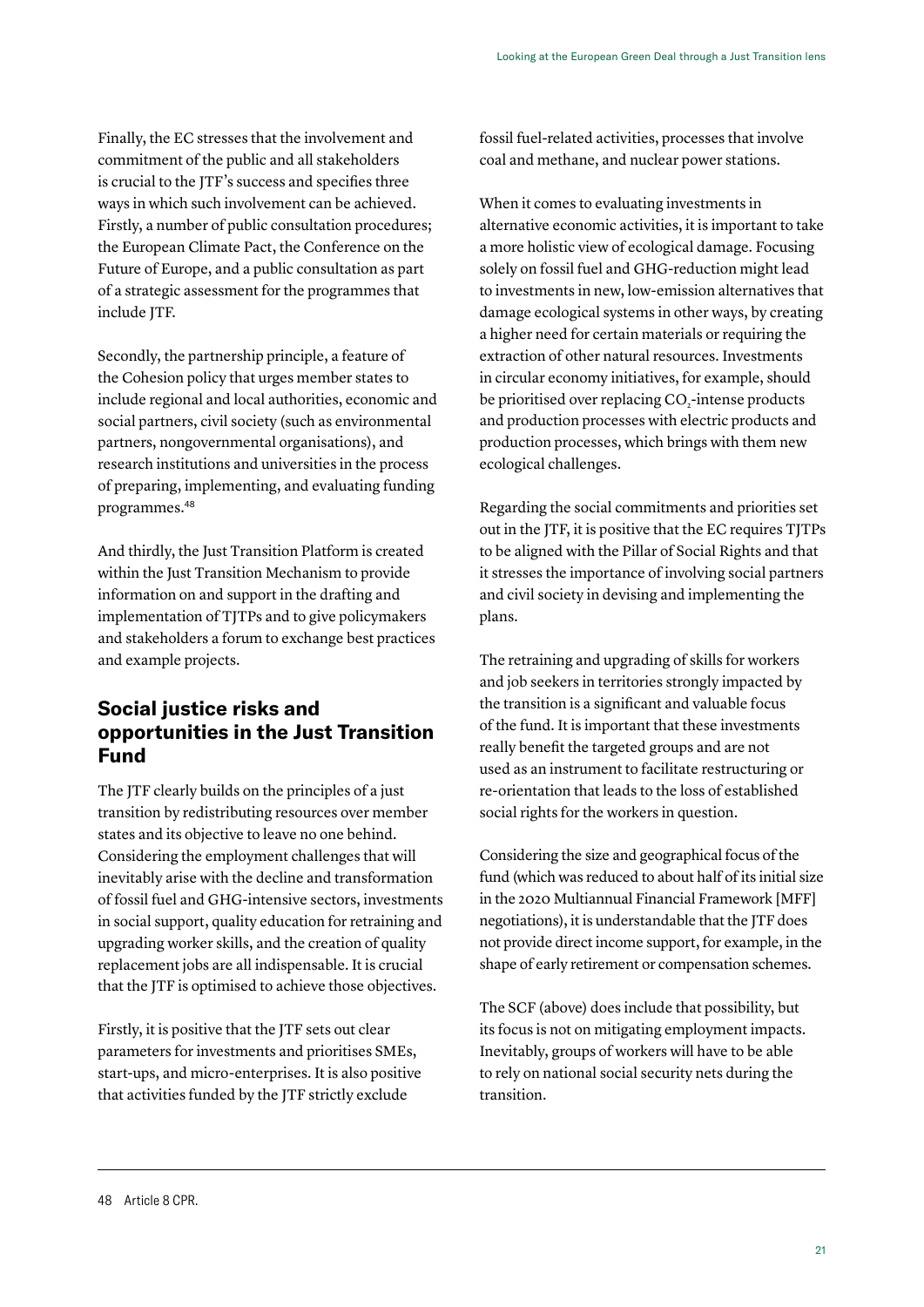Finally, the EC stresses that the involvement and commitment of the public and all stakeholders is crucial to the JTF's success and specifies three ways in which such involvement can be achieved. Firstly, a number of public consultation procedures; the European Climate Pact, the Conference on the Future of Europe, and a public consultation as part of a strategic assessment for the programmes that include JTF.

Secondly, the partnership principle, a feature of the Cohesion policy that urges member states to include regional and local authorities, economic and social partners, civil society (such as environmental partners, nongovernmental organisations), and research institutions and universities in the process of preparing, implementing, and evaluating funding programmes.[48]

And thirdly, the Just Transition Platform is created within the Just Transition Mechanism to provide information on and support in the drafting and implementation of TJTPs and to give policymakers and stakeholders a forum to exchange best practices and example projects.

## Social justice risks and opportunities in the Just Transition Fund

The JTF clearly builds on the principles of a just transition by redistributing resources over member states and its objective to leave no one behind. Considering the employment challenges that will inevitably arise with the decline and transformation of fossil fuel and GHG-intensive sectors, investments in social support, quality education for retraining and upgrading worker skills, and the creation of quality replacement jobs are all indispensable. It is crucial that the JTF is optimised to achieve those objectives.

Firstly, it is positive that the JTF sets out clear parameters for investments and prioritises SMEs, start-ups, and micro-enterprises. It is also positive that activities funded by the JTF strictly exclude fossil fuel-related activities, processes that involve coal and methane, and nuclear power stations.

When it comes to evaluating investments in alternative economic activities, it is important to take a more holistic view of ecological damage. Focusing solely on fossil fuel and GHG-reduction might lead to investments in new, low-emission alternatives that damage ecological systems in other ways, by creating a higher need for certain materials or requiring the extraction of other natural resources. Investments in circular economy initiatives, for example, should be prioritised over replacing $CO_2$-intense products and production processes with electric products and production processes, which brings with them new ecological challenges.

Regarding the social commitments and priorities set out in the JTF, it is positive that the EC requires TJTPs to be aligned with the Pillar of Social Rights and that it stresses the importance of involving social partners and civil society in devising and implementing the plans.

The retraining and upgrading of skills for workers and job seekers in territories strongly impacted by the transition is a significant and valuable focus of the fund. It is important that these investments really benefit the targeted groups and are not used as an instrument to facilitate restructuring or re-orientation that leads to the loss of established social rights for the workers in question.

Considering the size and geographical focus of the fund (which was reduced to about half of its initial size in the 2020 Multiannual Financial Framework [MFF] negotiations), it is understandable that the JTF does not provide direct income support, for example, in the shape of early retirement or compensation schemes.

The SCF (above) does include that possibility, but its focus is not on mitigating employment impacts. Inevitably, groups of workers will have to be able to rely on national social security nets during the transition.

---

48 Article 8 CPR.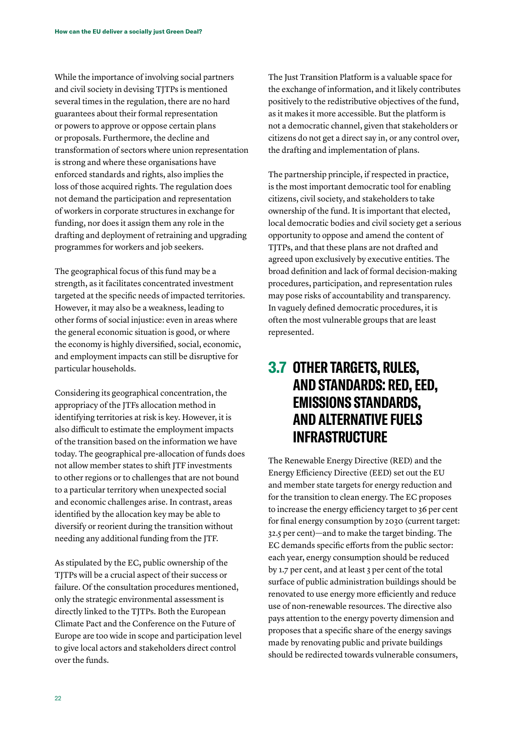While the importance of involving social partners and civil society in devising TJTPs is mentioned several times in the regulation, there are no hard guarantees about their formal representation or powers to approve or oppose certain plans or proposals. Furthermore, the decline and transformation of sectors where union representation is strong and where these organisations have enforced standards and rights, also implies the loss of those acquired rights. The regulation does not demand the participation and representation of workers in corporate structures in exchange for funding, nor does it assign them any role in the drafting and deployment of retraining and upgrading programmes for workers and job seekers.

The geographical focus of this fund may be a strength, as it facilitates concentrated investment targeted at the specific needs of impacted territories. However, it may also be a weakness, leading to other forms of social injustice: even in areas where the general economic situation is good, or where the economy is highly diversified, social, economic, and employment impacts can still be disruptive for particular households.

Considering its geographical concentration, the appropriacy of the JTFs allocation method in identifying territories at risk is key. However, it is also difficult to estimate the employment impacts of the transition based on the information we have today. The geographical pre-allocation of funds does not allow member states to shift JTF investments to other regions or to challenges that are not bound to a particular territory when unexpected social and economic challenges arise. In contrast, areas identified by the allocation key may be able to diversify or reorient during the transition without needing any additional funding from the JTF.

As stipulated by the EC, public ownership of the TJTPs will be a crucial aspect of their success or failure. Of the consultation procedures mentioned, only the strategic environmental assessment is directly linked to the TJTPs. Both the European Climate Pact and the Conference on the Future of Europe are too wide in scope and participation level to give local actors and stakeholders direct control over the funds.

The Just Transition Platform is a valuable space for the exchange of information, and it likely contributes positively to the redistributive objectives of the fund, as it makes it more accessible. But the platform is not a democratic channel, given that stakeholders or citizens do not get a direct say in, or any control over, the drafting and implementation of plans.

The partnership principle, if respected in practice, is the most important democratic tool for enabling citizens, civil society, and stakeholders to take ownership of the fund. It is important that elected, local democratic bodies and civil society get a serious opportunity to oppose and amend the content of TJTPs, and that these plans are not drafted and agreed upon exclusively by executive entities. The broad definition and lack of formal decision-making procedures, participation, and representation rules may pose risks of accountability and transparency. In vaguely defined democratic procedures, it is often the most vulnerable groups that are least represented.

## 3.7 OTHER TARGETS, RULES, AND STANDARDS: RED, EED, EMISSIONS STANDARDS, AND ALTERNATIVE FUELS INFRASTRUCTURE

The Renewable Energy Directive (RED) and the Energy Efficiency Directive (EED) set out the EU and member state targets for energy reduction and for the transition to clean energy. The EC proposes to increase the energy efficiency target to 36 per cent for final energy consumption by 2030 (current target: 32.5 per cent)—and to make the target binding. The EC demands specific efforts from the public sector: each year, energy consumption should be reduced by 1.7 per cent, and at least 3 per cent of the total surface of public administration buildings should be renovated to use energy more efficiently and reduce use of non-renewable resources. The directive also pays attention to the energy poverty dimension and proposes that a specific share of the energy savings made by renovating public and private buildings should be redirected towards vulnerable consumers,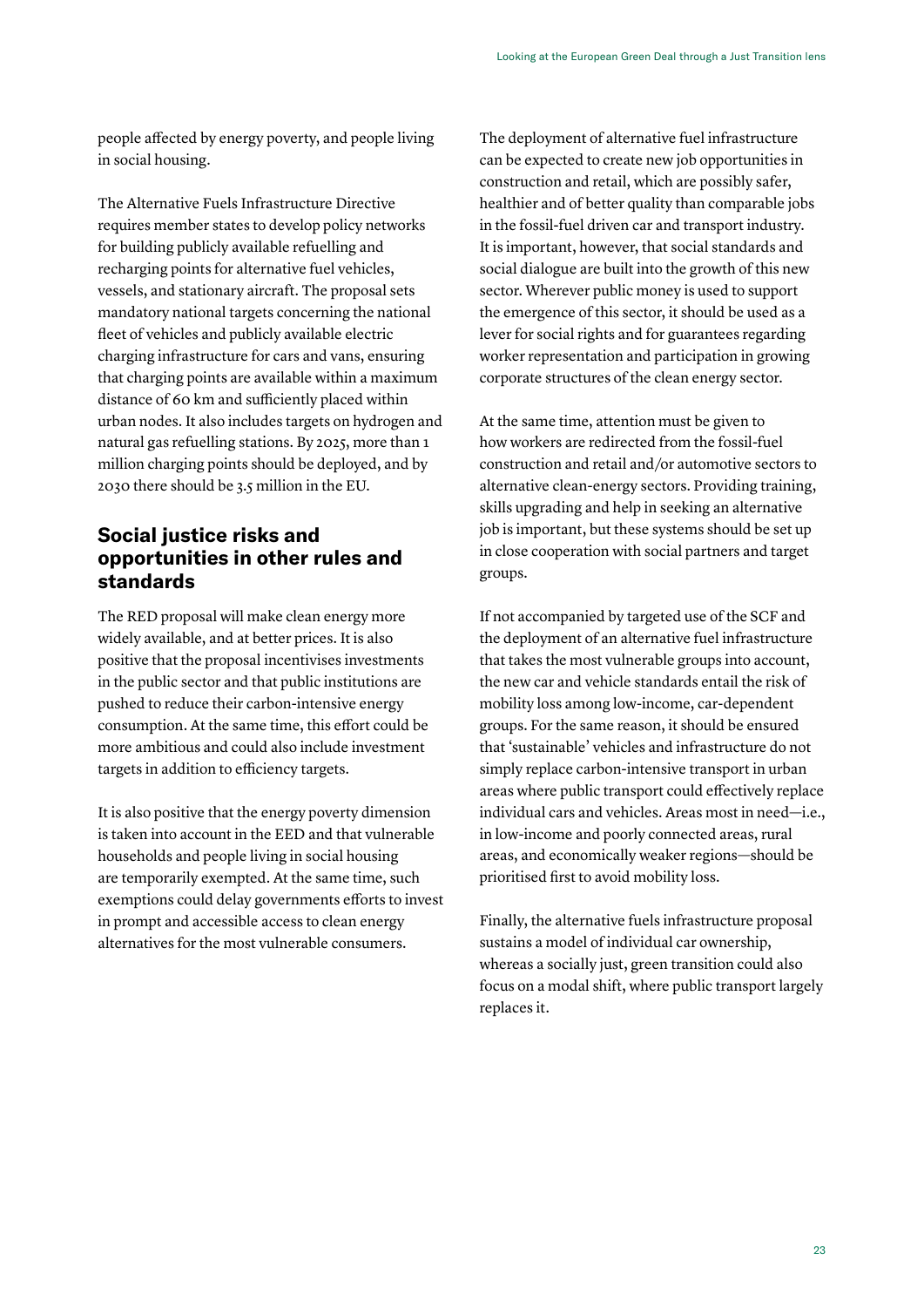people affected by energy poverty, and people living in social housing.

The Alternative Fuels Infrastructure Directive requires member states to develop policy networks for building publicly available refuelling and recharging points for alternative fuel vehicles, vessels, and stationary aircraft. The proposal sets mandatory national targets concerning the national fleet of vehicles and publicly available electric charging infrastructure for cars and vans, ensuring that charging points are available within a maximum distance of 60 km and sufficiently placed within urban nodes. It also includes targets on hydrogen and natural gas refuelling stations. By 2025, more than 1 million charging points should be deployed, and by 2030 there should be 3.5 million in the EU.

## Social justice risks and opportunities in other rules and standards

The RED proposal will make clean energy more widely available, and at better prices. It is also positive that the proposal incentivises investments in the public sector and that public institutions are pushed to reduce their carbon-intensive energy consumption. At the same time, this effort could be more ambitious and could also include investment targets in addition to efficiency targets.

It is also positive that the energy poverty dimension is taken into account in the EED and that vulnerable households and people living in social housing are temporarily exempted. At the same time, such exemptions could delay governments efforts to invest in prompt and accessible access to clean energy alternatives for the most vulnerable consumers.

The deployment of alternative fuel infrastructure can be expected to create new job opportunities in construction and retail, which are possibly safer, healthier and of better quality than comparable jobs in the fossil-fuel driven car and transport industry. It is important, however, that social standards and social dialogue are built into the growth of this new sector. Wherever public money is used to support the emergence of this sector, it should be used as a lever for social rights and for guarantees regarding worker representation and participation in growing corporate structures of the clean energy sector.

At the same time, attention must be given to how workers are redirected from the fossil-fuel construction and retail and/or automotive sectors to alternative clean-energy sectors. Providing training, skills upgrading and help in seeking an alternative job is important, but these systems should be set up in close cooperation with social partners and target groups.

If not accompanied by targeted use of the SCF and the deployment of an alternative fuel infrastructure that takes the most vulnerable groups into account, the new car and vehicle standards entail the risk of mobility loss among low-income, car-dependent groups. For the same reason, it should be ensured that 'sustainable' vehicles and infrastructure do not simply replace carbon-intensive transport in urban areas where public transport could effectively replace individual cars and vehicles. Areas most in need—i.e., in low-income and poorly connected areas, rural areas, and economically weaker regions—should be prioritised first to avoid mobility loss.

Finally, the alternative fuels infrastructure proposal sustains a model of individual car ownership, whereas a socially just, green transition could also focus on a modal shift, where public transport largely replaces it.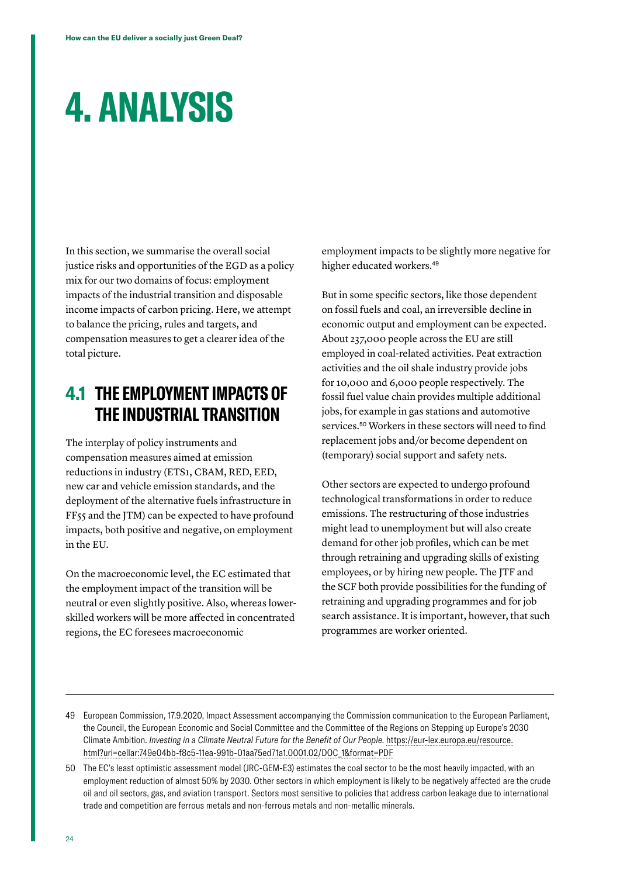# 4. ANALYSIS

In this section, we summarise the overall social justice risks and opportunities of the EGD as a policy mix for our two domains of focus: employment impacts of the industrial transition and disposable income impacts of carbon pricing. Here, we attempt to balance the pricing, rules and targets, and compensation measures to get a clearer idea of the total picture.

## 4.1 THE EMPLOYMENT IMPACTS OF THE INDUSTRIAL TRANSITION

The interplay of policy instruments and compensation measures aimed at emission reductions in industry (ETS1, CBAM, RED, EED, new car and vehicle emission standards, and the deployment of the alternative fuels infrastructure in FF55 and the JTM) can be expected to have profound impacts, both positive and negative, on employment in the EU.

On the macroeconomic level, the EC estimated that the employment impact of the transition will be neutral or even slightly positive. Also, whereas lower-skilled workers will be more affected in concentrated regions, the EC foresees macroeconomic employment impacts to be slightly more negative for higher educated workers.[49]

But in some specific sectors, like those dependent on fossil fuels and coal, an irreversible decline in economic output and employment can be expected. About 237,000 people across the EU are still employed in coal-related activities. Peat extraction activities and the oil shale industry provide jobs for 10,000 and 6,000 people respectively. The fossil fuel value chain provides multiple additional jobs, for example in gas stations and automotive services.[50] Workers in these sectors will need to find replacement jobs and/or become dependent on (temporary) social support and safety nets.

Other sectors are expected to undergo profound technological transformations in order to reduce emissions. The restructuring of those industries might lead to unemployment but will also create demand for other job profiles, which can be met through retraining and upgrading skills of existing employees, or by hiring new people. The JTF and the SCF both provide possibilities for the funding of retraining and upgrading programmes and for job search assistance. It is important, however, that such programmes are worker oriented.

---

49 European Commission, 17.9.2020, Impact Assessment accompanying the Commission communication to the European Parliament, the Council, the European Economic and Social Committee and the Committee of the Regions on Stepping up Europe's 2030 Climate Ambition. *Investing in a Climate Neutral Future for the Benefit of Our People.* https://eur-lex.europa.eu/resource.html?uri=cellar:749e04bb-f8c5-11ea-991b-01aa75ed71a1.0001.02/DOC_1&format=PDF

50 The EC's least optimistic assessment model (JRC-GEM-E3) estimates the coal sector to be the most heavily impacted, with an employment reduction of almost 50% by 2030. Other sectors in which employment is likely to be negatively affected are the crude oil and oil sectors, gas, and aviation transport. Sectors most sensitive to policies that address carbon leakage due to international trade and competition are ferrous metals and non-ferrous metals and non-metallic minerals.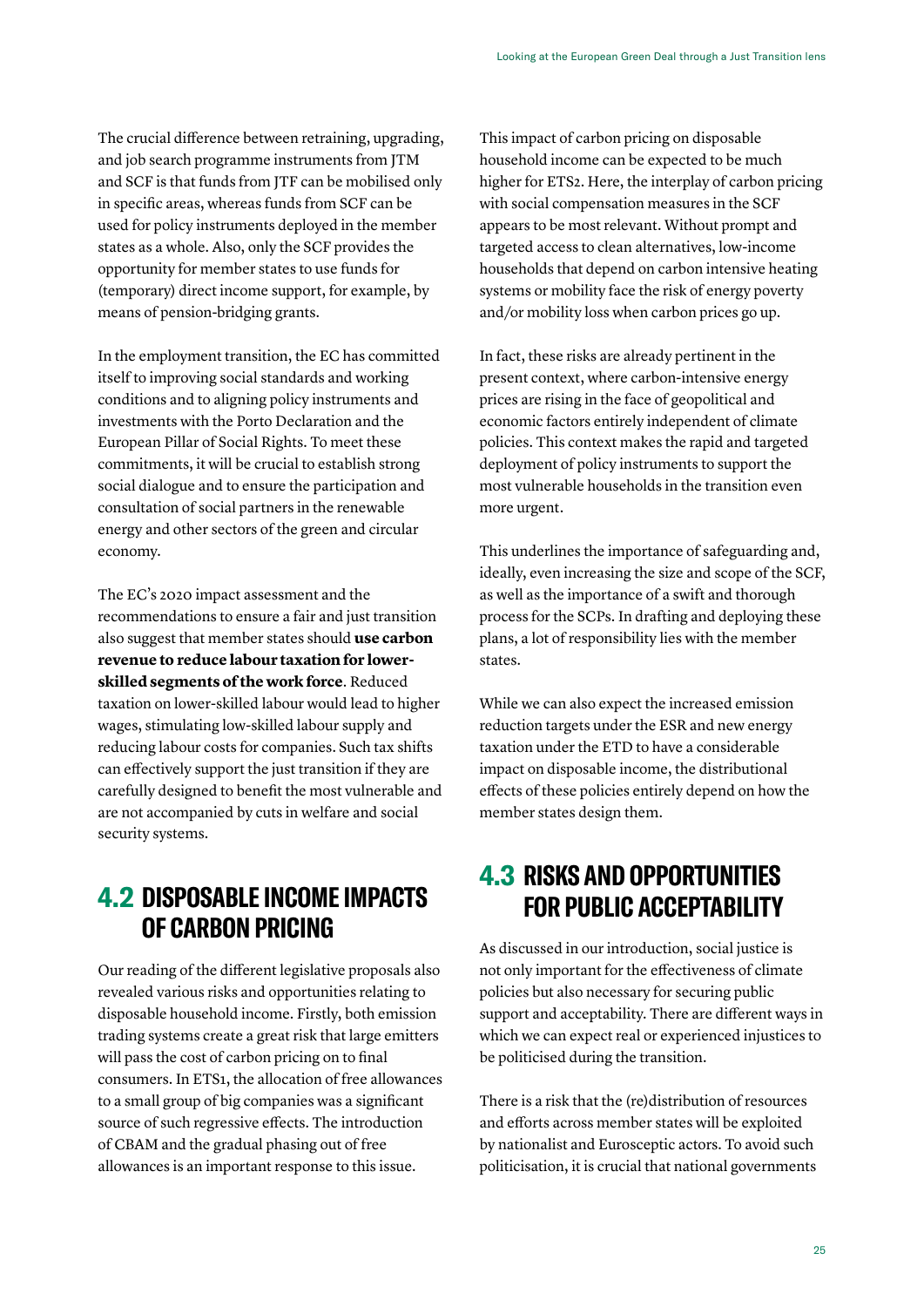The crucial difference between retraining, upgrading, and job search programme instruments from JTM and SCF is that funds from JTF can be mobilised only in specific areas, whereas funds from SCF can be used for policy instruments deployed in the member states as a whole. Also, only the SCF provides the opportunity for member states to use funds for (temporary) direct income support, for example, by means of pension-bridging grants.

In the employment transition, the EC has committed itself to improving social standards and working conditions and to aligning policy instruments and investments with the Porto Declaration and the European Pillar of Social Rights. To meet these commitments, it will be crucial to establish strong social dialogue and to ensure the participation and consultation of social partners in the renewable energy and other sectors of the green and circular economy.

The EC's 2020 impact assessment and the recommendations to ensure a fair and just transition also suggest that member states should **use carbon revenue to reduce labour taxation for lower-skilled segments of the work force**. Reduced taxation on lower-skilled labour would lead to higher wages, stimulating low-skilled labour supply and reducing labour costs for companies. Such tax shifts can effectively support the just transition if they are carefully designed to benefit the most vulnerable and are not accompanied by cuts in welfare and social security systems.

## 4.2 DISPOSABLE INCOME IMPACTS OF CARBON PRICING

Our reading of the different legislative proposals also revealed various risks and opportunities relating to disposable household income. Firstly, both emission trading systems create a great risk that large emitters will pass the cost of carbon pricing on to final consumers. In ETS1, the allocation of free allowances to a small group of big companies was a significant source of such regressive effects. The introduction of CBAM and the gradual phasing out of free allowances is an important response to this issue.

This impact of carbon pricing on disposable household income can be expected to be much higher for ETS2. Here, the interplay of carbon pricing with social compensation measures in the SCF appears to be most relevant. Without prompt and targeted access to clean alternatives, low-income households that depend on carbon intensive heating systems or mobility face the risk of energy poverty and/or mobility loss when carbon prices go up.

In fact, these risks are already pertinent in the present context, where carbon-intensive energy prices are rising in the face of geopolitical and economic factors entirely independent of climate policies. This context makes the rapid and targeted deployment of policy instruments to support the most vulnerable households in the transition even more urgent.

This underlines the importance of safeguarding and, ideally, even increasing the size and scope of the SCF, as well as the importance of a swift and thorough process for the SCPs. In drafting and deploying these plans, a lot of responsibility lies with the member states.

While we can also expect the increased emission reduction targets under the ESR and new energy taxation under the ETD to have a considerable impact on disposable income, the distributional effects of these policies entirely depend on how the member states design them.

## 4.3 RISKS AND OPPORTUNITIES FOR PUBLIC ACCEPTABILITY

As discussed in our introduction, social justice is not only important for the effectiveness of climate policies but also necessary for securing public support and acceptability. There are different ways in which we can expect real or experienced injustices to be politicised during the transition.

There is a risk that the (re)distribution of resources and efforts across member states will be exploited by nationalist and Eurosceptic actors. To avoid such politicisation, it is crucial that national governments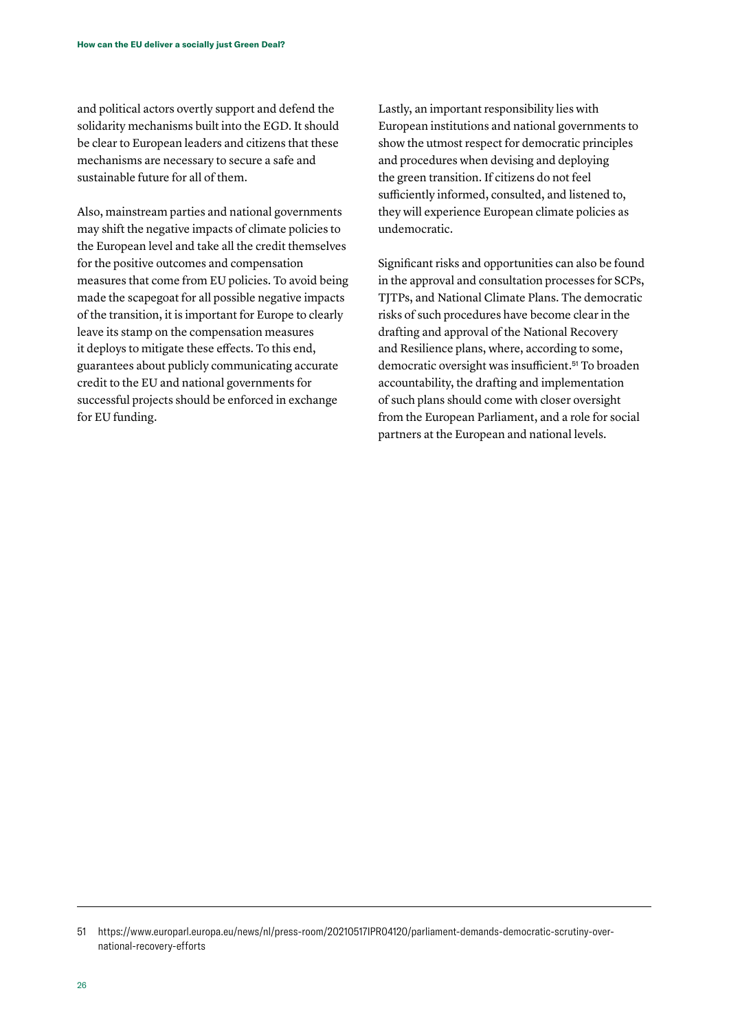and political actors overtly support and defend the solidarity mechanisms built into the EGD. It should be clear to European leaders and citizens that these mechanisms are necessary to secure a safe and sustainable future for all of them.

Also, mainstream parties and national governments may shift the negative impacts of climate policies to the European level and take all the credit themselves for the positive outcomes and compensation measures that come from EU policies. To avoid being made the scapegoat for all possible negative impacts of the transition, it is important for Europe to clearly leave its stamp on the compensation measures it deploys to mitigate these effects. To this end, guarantees about publicly communicating accurate credit to the EU and national governments for successful projects should be enforced in exchange for EU funding.

Lastly, an important responsibility lies with European institutions and national governments to show the utmost respect for democratic principles and procedures when devising and deploying the green transition. If citizens do not feel sufficiently informed, consulted, and listened to, they will experience European climate policies as undemocratic.

Significant risks and opportunities can also be found in the approval and consultation processes for SCPs, TJTPs, and National Climate Plans. The democratic risks of such procedures have become clear in the drafting and approval of the National Recovery and Resilience plans, where, according to some, democratic oversight was insufficient.[51] To broaden accountability, the drafting and implementation of such plans should come with closer oversight from the European Parliament, and a role for social partners at the European and national levels.

---

51 https://www.europarl.europa.eu/news/nl/press-room/20210517IPR04120/parliament-demands-democratic-scrutiny-over-national-recovery-efforts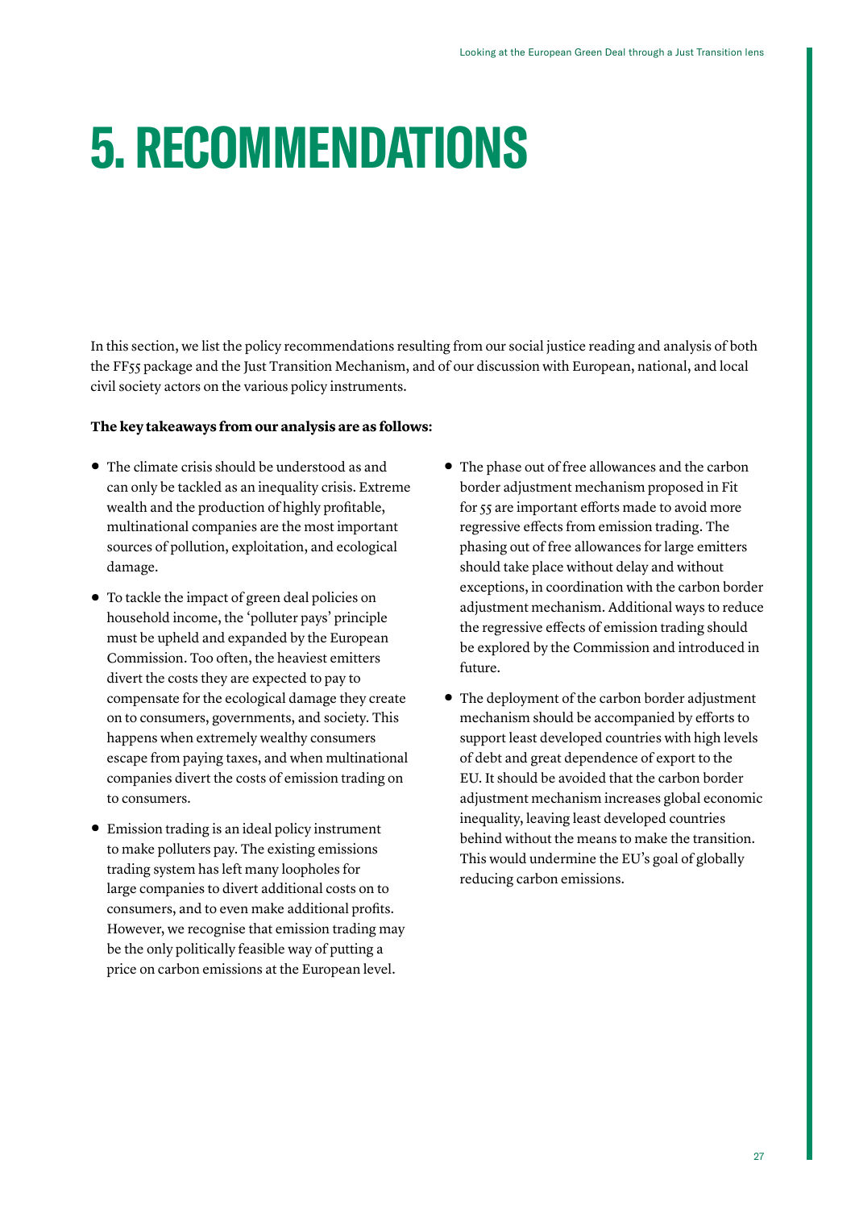# 5. RECOMMENDATIONS

In this section, we list the policy recommendations resulting from our social justice reading and analysis of both the FF55 package and the Just Transition Mechanism, and of our discussion with European, national, and local civil society actors on the various policy instruments.

**The key takeaways from our analysis are as follows:**

- The climate crisis should be understood as and can only be tackled as an inequality crisis. Extreme wealth and the production of highly profitable, multinational companies are the most important sources of pollution, exploitation, and ecological damage.
- To tackle the impact of green deal policies on household income, the 'polluter pays' principle must be upheld and expanded by the European Commission. Too often, the heaviest emitters divert the costs they are expected to pay to compensate for the ecological damage they create on to consumers, governments, and society. This happens when extremely wealthy consumers escape from paying taxes, and when multinational companies divert the costs of emission trading on to consumers.
- Emission trading is an ideal policy instrument to make polluters pay. The existing emissions trading system has left many loopholes for large companies to divert additional costs on to consumers, and to even make additional profits. However, we recognise that emission trading may be the only politically feasible way of putting a price on carbon emissions at the European level.
- The phase out of free allowances and the carbon border adjustment mechanism proposed in Fit for 55 are important efforts made to avoid more regressive effects from emission trading. The phasing out of free allowances for large emitters should take place without delay and without exceptions, in coordination with the carbon border adjustment mechanism. Additional ways to reduce the regressive effects of emission trading should be explored by the Commission and introduced in future.
- The deployment of the carbon border adjustment mechanism should be accompanied by efforts to support least developed countries with high levels of debt and great dependence of export to the EU. It should be avoided that the carbon border adjustment mechanism increases global economic inequality, leaving least developed countries behind without the means to make the transition. This would undermine the EU's goal of globally reducing carbon emissions.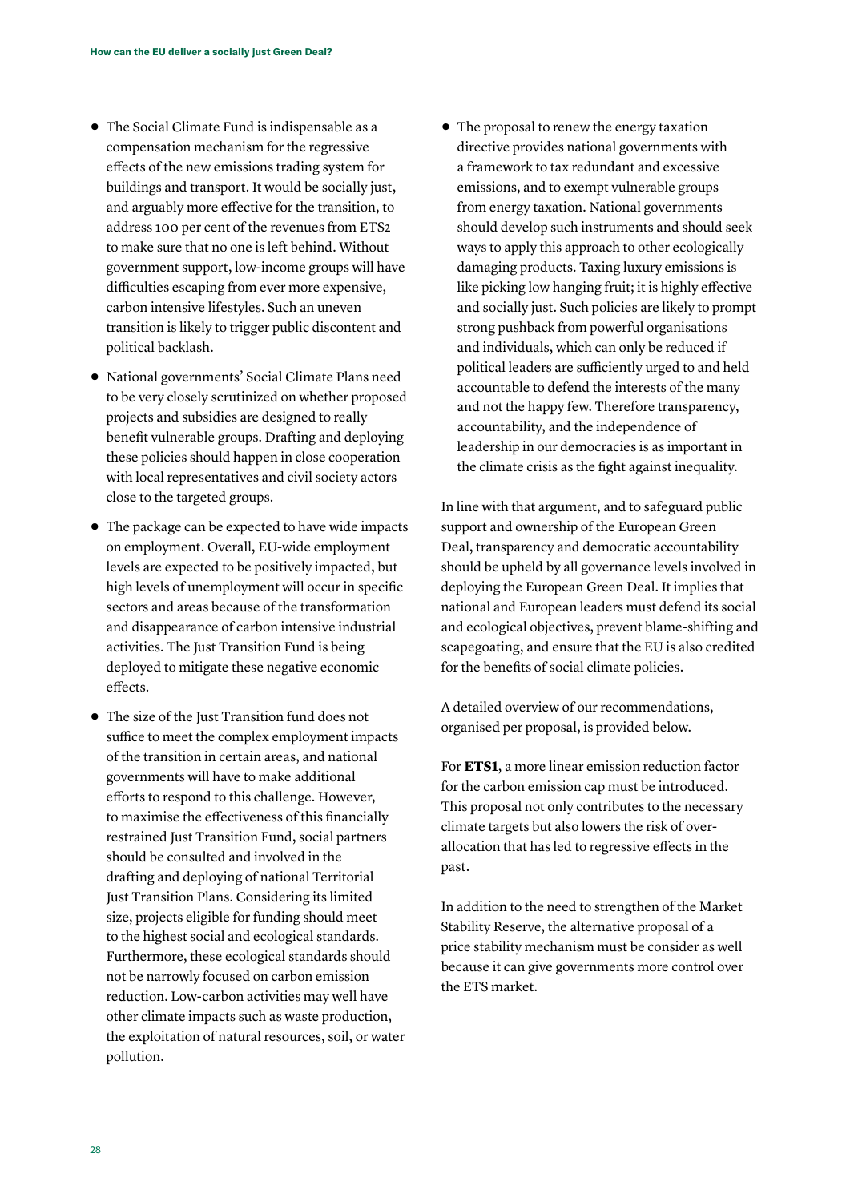- The Social Climate Fund is indispensable as a compensation mechanism for the regressive effects of the new emissions trading system for buildings and transport. It would be socially just, and arguably more effective for the transition, to address 100 per cent of the revenues from ETS2 to make sure that no one is left behind. Without government support, low-income groups will have difficulties escaping from ever more expensive, carbon intensive lifestyles. Such an uneven transition is likely to trigger public discontent and political backlash.
- National governments' Social Climate Plans need to be very closely scrutinized on whether proposed projects and subsidies are designed to really benefit vulnerable groups. Drafting and deploying these policies should happen in close cooperation with local representatives and civil society actors close to the targeted groups.
- The package can be expected to have wide impacts on employment. Overall, EU-wide employment levels are expected to be positively impacted, but high levels of unemployment will occur in specific sectors and areas because of the transformation and disappearance of carbon intensive industrial activities. The Just Transition Fund is being deployed to mitigate these negative economic effects.
- The size of the Just Transition fund does not suffice to meet the complex employment impacts of the transition in certain areas, and national governments will have to make additional efforts to respond to this challenge. However, to maximise the effectiveness of this financially restrained Just Transition Fund, social partners should be consulted and involved in the drafting and deploying of national Territorial Just Transition Plans. Considering its limited size, projects eligible for funding should meet to the highest social and ecological standards. Furthermore, these ecological standards should not be narrowly focused on carbon emission reduction. Low-carbon activities may well have other climate impacts such as waste production, the exploitation of natural resources, soil, or water pollution.
- The proposal to renew the energy taxation directive provides national governments with a framework to tax redundant and excessive emissions, and to exempt vulnerable groups from energy taxation. National governments should develop such instruments and should seek ways to apply this approach to other ecologically damaging products. Taxing luxury emissions is like picking low hanging fruit; it is highly effective and socially just. Such policies are likely to prompt strong pushback from powerful organisations and individuals, which can only be reduced if political leaders are sufficiently urged to and held accountable to defend the interests of the many and not the happy few. Therefore transparency, accountability, and the independence of leadership in our democracies is as important in the climate crisis as the fight against inequality.

In line with that argument, and to safeguard public support and ownership of the European Green Deal, transparency and democratic accountability should be upheld by all governance levels involved in deploying the European Green Deal. It implies that national and European leaders must defend its social and ecological objectives, prevent blame-shifting and scapegoating, and ensure that the EU is also credited for the benefits of social climate policies.

A detailed overview of our recommendations, organised per proposal, is provided below.

For **ETS1**, a more linear emission reduction factor for the carbon emission cap must be introduced. This proposal not only contributes to the necessary climate targets but also lowers the risk of over-allocation that has led to regressive effects in the past.

In addition to the need to strengthen of the Market Stability Reserve, the alternative proposal of a price stability mechanism must be consider as well because it can give governments more control over the ETS market.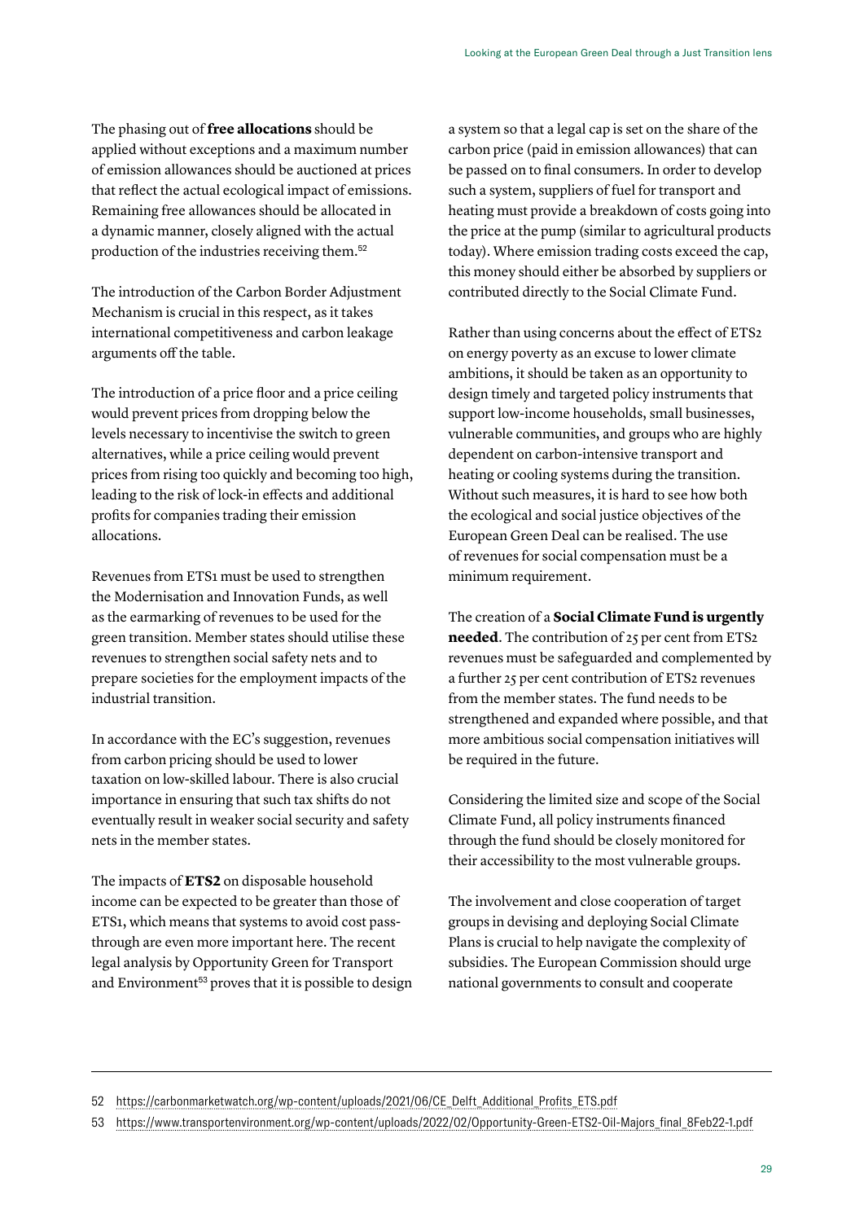The phasing out of **free allocations** should be applied without exceptions and a maximum number of emission allowances should be auctioned at prices that reflect the actual ecological impact of emissions. Remaining free allowances should be allocated in a dynamic manner, closely aligned with the actual production of the industries receiving them.[52]

The introduction of the Carbon Border Adjustment Mechanism is crucial in this respect, as it takes international competitiveness and carbon leakage arguments off the table.

The introduction of a price floor and a price ceiling would prevent prices from dropping below the levels necessary to incentivise the switch to green alternatives, while a price ceiling would prevent prices from rising too quickly and becoming too high, leading to the risk of lock-in effects and additional profits for companies trading their emission allocations.

Revenues from ETS1 must be used to strengthen the Modernisation and Innovation Funds, as well as the earmarking of revenues to be used for the green transition. Member states should utilise these revenues to strengthen social safety nets and to prepare societies for the employment impacts of the industrial transition.

In accordance with the EC's suggestion, revenues from carbon pricing should be used to lower taxation on low-skilled labour. There is also crucial importance in ensuring that such tax shifts do not eventually result in weaker social security and safety nets in the member states.

The impacts of **ETS2** on disposable household income can be expected to be greater than those of ETS1, which means that systems to avoid cost pass-through are even more important here. The recent legal analysis by Opportunity Green for Transport and Environment[53] proves that it is possible to design a system so that a legal cap is set on the share of the carbon price (paid in emission allowances) that can be passed on to final consumers. In order to develop such a system, suppliers of fuel for transport and heating must provide a breakdown of costs going into the price at the pump (similar to agricultural products today). Where emission trading costs exceed the cap, this money should either be absorbed by suppliers or contributed directly to the Social Climate Fund.

Rather than using concerns about the effect of ETS2 on energy poverty as an excuse to lower climate ambitions, it should be taken as an opportunity to design timely and targeted policy instruments that support low-income households, small businesses, vulnerable communities, and groups who are highly dependent on carbon-intensive transport and heating or cooling systems during the transition. Without such measures, it is hard to see how both the ecological and social justice objectives of the European Green Deal can be realised. The use of revenues for social compensation must be a minimum requirement.

The creation of a **Social Climate Fund is urgently needed**. The contribution of 25 per cent from ETS2 revenues must be safeguarded and complemented by a further 25 per cent contribution of ETS2 revenues from the member states. The fund needs to be strengthened and expanded where possible, and that more ambitious social compensation initiatives will be required in the future.

Considering the limited size and scope of the Social Climate Fund, all policy instruments financed through the fund should be closely monitored for their accessibility to the most vulnerable groups.

The involvement and close cooperation of target groups in devising and deploying Social Climate Plans is crucial to help navigate the complexity of subsidies. The European Commission should urge national governments to consult and cooperate

---

52 https://carbonmarketwatch.org/wp-content/uploads/2021/06/CE_Delft_Additional_Profits_ETS.pdf

53 https://www.transportenvironment.org/wp-content/uploads/2022/02/Opportunity-Green-ETS2-Oil-Majors_final_8Feb22-1.pdf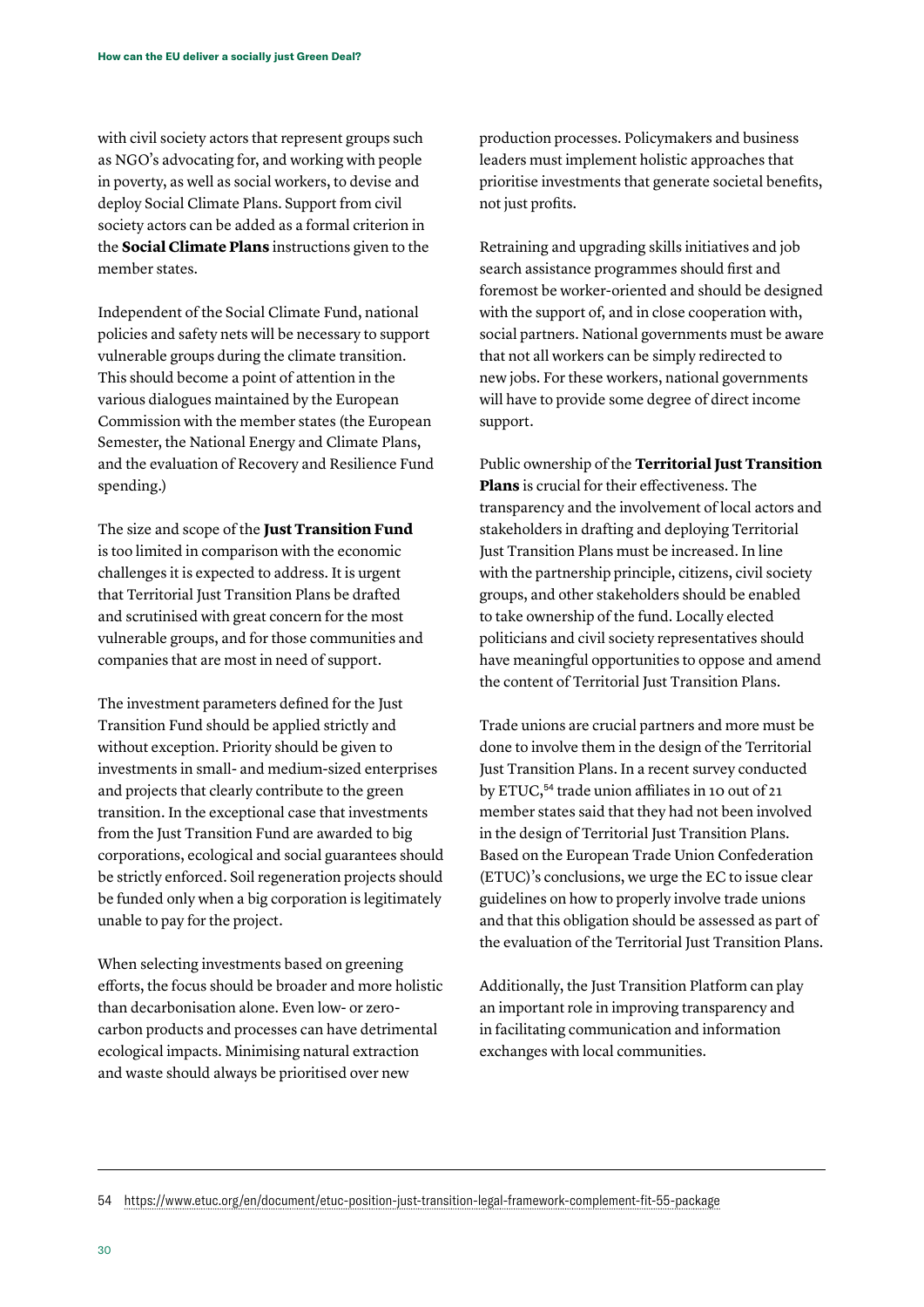with civil society actors that represent groups such as NGO's advocating for, and working with people in poverty, as well as social workers, to devise and deploy Social Climate Plans. Support from civil society actors can be added as a formal criterion in the **Social Climate Plans** instructions given to the member states.

Independent of the Social Climate Fund, national policies and safety nets will be necessary to support vulnerable groups during the climate transition. This should become a point of attention in the various dialogues maintained by the European Commission with the member states (the European Semester, the National Energy and Climate Plans, and the evaluation of Recovery and Resilience Fund spending.)

The size and scope of the **Just Transition Fund** is too limited in comparison with the economic challenges it is expected to address. It is urgent that Territorial Just Transition Plans be drafted and scrutinised with great concern for the most vulnerable groups, and for those communities and companies that are most in need of support.

The investment parameters defined for the Just Transition Fund should be applied strictly and without exception. Priority should be given to investments in small- and medium-sized enterprises and projects that clearly contribute to the green transition. In the exceptional case that investments from the Just Transition Fund are awarded to big corporations, ecological and social guarantees should be strictly enforced. Soil regeneration projects should be funded only when a big corporation is legitimately unable to pay for the project.

When selecting investments based on greening efforts, the focus should be broader and more holistic than decarbonisation alone. Even low- or zero-carbon products and processes can have detrimental ecological impacts. Minimising natural extraction and waste should always be prioritised over new production processes. Policymakers and business leaders must implement holistic approaches that prioritise investments that generate societal benefits, not just profits.

Retraining and upgrading skills initiatives and job search assistance programmes should first and foremost be worker-oriented and should be designed with the support of, and in close cooperation with, social partners. National governments must be aware that not all workers can be simply redirected to new jobs. For these workers, national governments will have to provide some degree of direct income support.

Public ownership of the **Territorial Just Transition Plans** is crucial for their effectiveness. The transparency and the involvement of local actors and stakeholders in drafting and deploying Territorial Just Transition Plans must be increased. In line with the partnership principle, citizens, civil society groups, and other stakeholders should be enabled to take ownership of the fund. Locally elected politicians and civil society representatives should have meaningful opportunities to oppose and amend the content of Territorial Just Transition Plans.

Trade unions are crucial partners and more must be done to involve them in the design of the Territorial Just Transition Plans. In a recent survey conducted by ETUC,[54] trade union affiliates in 10 out of 21 member states said that they had not been involved in the design of Territorial Just Transition Plans. Based on the European Trade Union Confederation (ETUC)'s conclusions, we urge the EC to issue clear guidelines on how to properly involve trade unions and that this obligation should be assessed as part of the evaluation of the Territorial Just Transition Plans.

Additionally, the Just Transition Platform can play an important role in improving transparency and in facilitating communication and information exchanges with local communities.

---

54 https://www.etuc.org/en/document/etuc-position-just-transition-legal-framework-complement-fit-55-package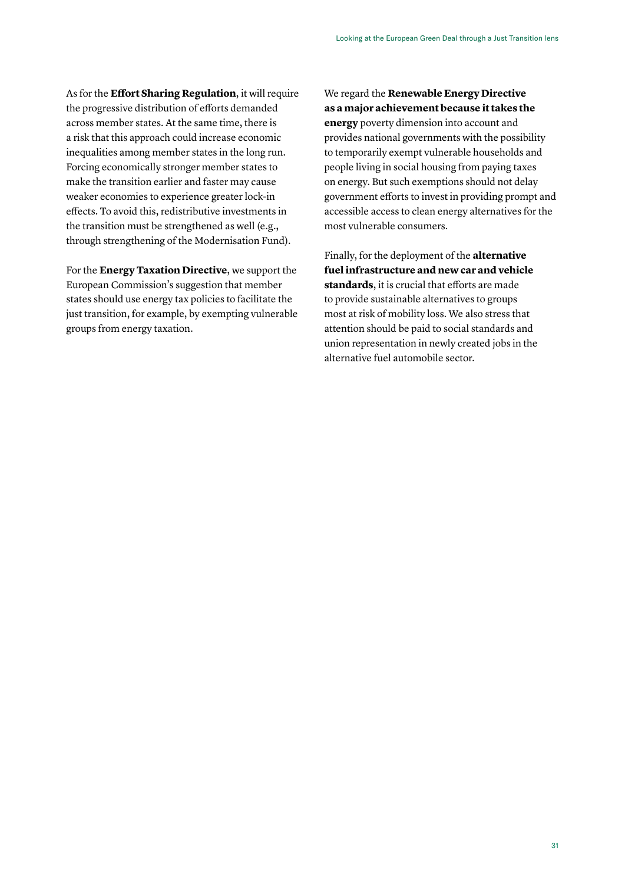As for the **Effort Sharing Regulation**, it will require the progressive distribution of efforts demanded across member states. At the same time, there is a risk that this approach could increase economic inequalities among member states in the long run. Forcing economically stronger member states to make the transition earlier and faster may cause weaker economies to experience greater lock-in effects. To avoid this, redistributive investments in the transition must be strengthened as well (e.g., through strengthening of the Modernisation Fund).

For the **Energy Taxation Directive**, we support the European Commission's suggestion that member states should use energy tax policies to facilitate the just transition, for example, by exempting vulnerable groups from energy taxation.

We regard the **Renewable Energy Directive as a major achievement because it takes the energy** poverty dimension into account and provides national governments with the possibility to temporarily exempt vulnerable households and people living in social housing from paying taxes on energy. But such exemptions should not delay government efforts to invest in providing prompt and accessible access to clean energy alternatives for the most vulnerable consumers.

Finally, for the deployment of the **alternative fuel infrastructure and new car and vehicle standards**, it is crucial that efforts are made to provide sustainable alternatives to groups most at risk of mobility loss. We also stress that attention should be paid to social standards and union representation in newly created jobs in the alternative fuel automobile sector.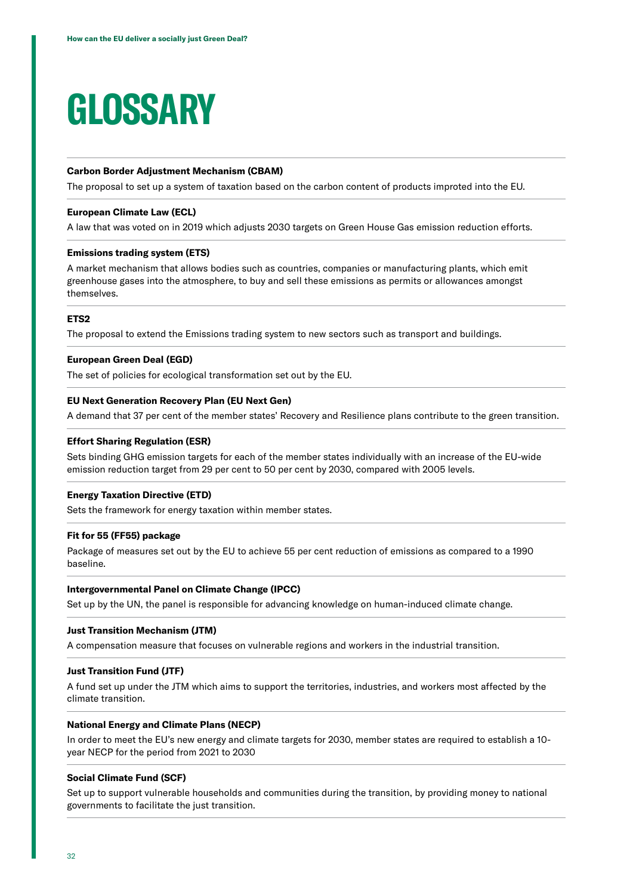# GLOSSARY

**Carbon Border Adjustment Mechanism (CBAM)**

The proposal to set up a system of taxation based on the carbon content of products improted into the EU.

**European Climate Law (ECL)**

A law that was voted on in 2019 which adjusts 2030 targets on Green House Gas emission reduction efforts.

**Emissions trading system (ETS)**

A market mechanism that allows bodies such as countries, companies or manufacturing plants, which emit greenhouse gases into the atmosphere, to buy and sell these emissions as permits or allowances amongst themselves.

**ETS2**

The proposal to extend the Emissions trading system to new sectors such as transport and buildings.

**European Green Deal (EGD)**

The set of policies for ecological transformation set out by the EU.

**EU Next Generation Recovery Plan (EU Next Gen)**

A demand that 37 per cent of the member states' Recovery and Resilience plans contribute to the green transition.

**Effort Sharing Regulation (ESR)**

Sets binding GHG emission targets for each of the member states individually with an increase of the EU-wide emission reduction target from 29 per cent to 50 per cent by 2030, compared with 2005 levels.

**Energy Taxation Directive (ETD)**

Sets the framework for energy taxation within member states.

**Fit for 55 (FF55) package**

Package of measures set out by the EU to achieve 55 per cent reduction of emissions as compared to a 1990 baseline.

**Intergovernmental Panel on Climate Change (IPCC)**

Set up by the UN, the panel is responsible for advancing knowledge on human-induced climate change.

**Just Transition Mechanism (JTM)**

A compensation measure that focuses on vulnerable regions and workers in the industrial transition.

**Just Transition Fund (JTF)**

A fund set up under the JTM which aims to support the territories, industries, and workers most affected by the climate transition.

**National Energy and Climate Plans (NECP)**

In order to meet the EU's new energy and climate targets for 2030, member states are required to establish a 10-year NECP for the period from 2021 to 2030

**Social Climate Fund (SCF)**

Set up to support vulnerable households and communities during the transition, by providing money to national governments to facilitate the just transition.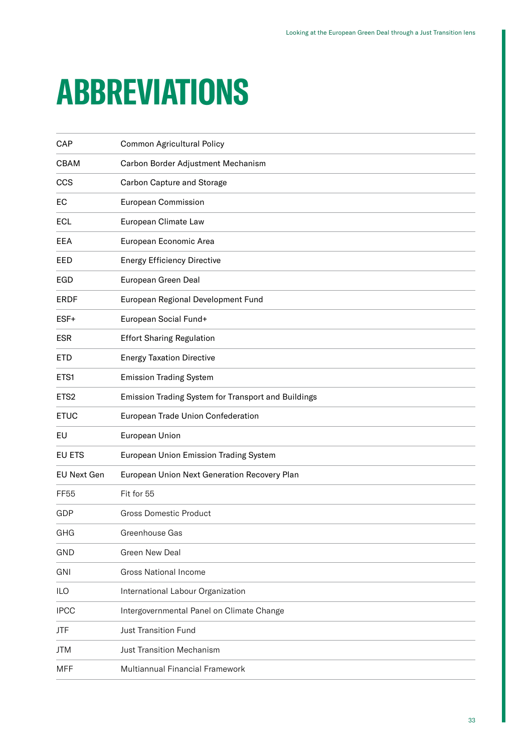# ABBREVIATIONS

| | |
|---|---|
| CAP | Common Agricultural Policy |
| CBAM | Carbon Border Adjustment Mechanism |
| CCS | Carbon Capture and Storage |
| EC | European Commission |
| ECL | European Climate Law |
| EEA | European Economic Area |
| EED | Energy Efficiency Directive |
| EGD | European Green Deal |
| ERDF | European Regional Development Fund |
| ESF+ | European Social Fund+ |
| ESR | Effort Sharing Regulation |
| ETD | Energy Taxation Directive |
| ETS1 | Emission Trading System |
| ETS2 | Emission Trading System for Transport and Buildings |
| ETUC | European Trade Union Confederation |
| EU | European Union |
| EU ETS | European Union Emission Trading System |
| EU Next Gen | European Union Next Generation Recovery Plan |
| FF55 | Fit for 55 |
| GDP | Gross Domestic Product |
| GHG | Greenhouse Gas |
| GND | Green New Deal |
| GNI | Gross National Income |
| ILO | International Labour Organization |
| IPCC | Intergovernmental Panel on Climate Change |
| JTF | Just Transition Fund |
| JTM | Just Transition Mechanism |
| MFF | Multiannual Financial Framework |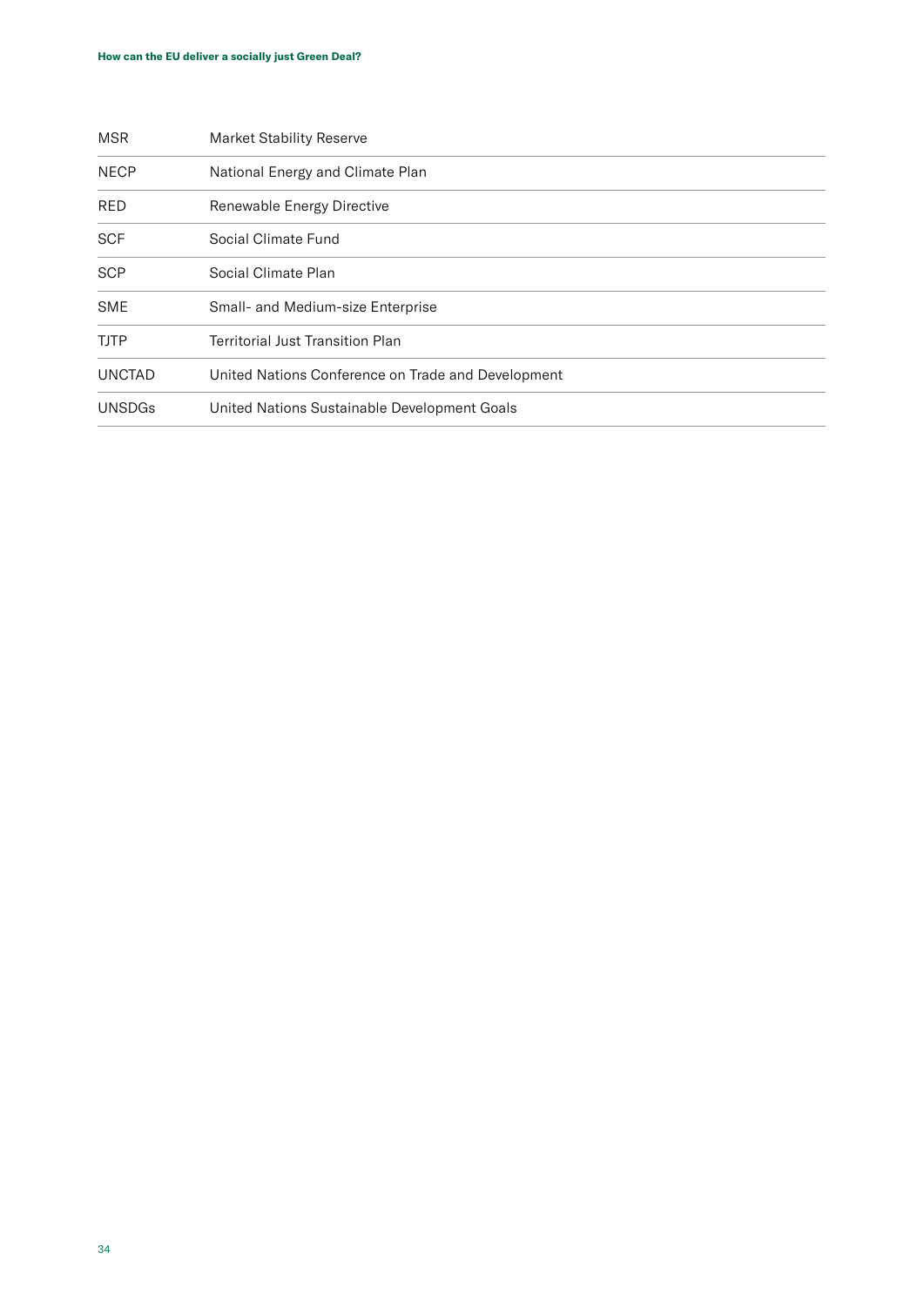| | |
|---|---|
| MSR | Market Stability Reserve |
| NECP | National Energy and Climate Plan |
| RED | Renewable Energy Directive |
| SCF | Social Climate Fund |
| SCP | Social Climate Plan |
| SME | Small- and Medium-size Enterprise |
| TJTP | Territorial Just Transition Plan |
| UNCTAD | United Nations Conference on Trade and Development |
| UNSDGs | United Nations Sustainable Development Goals |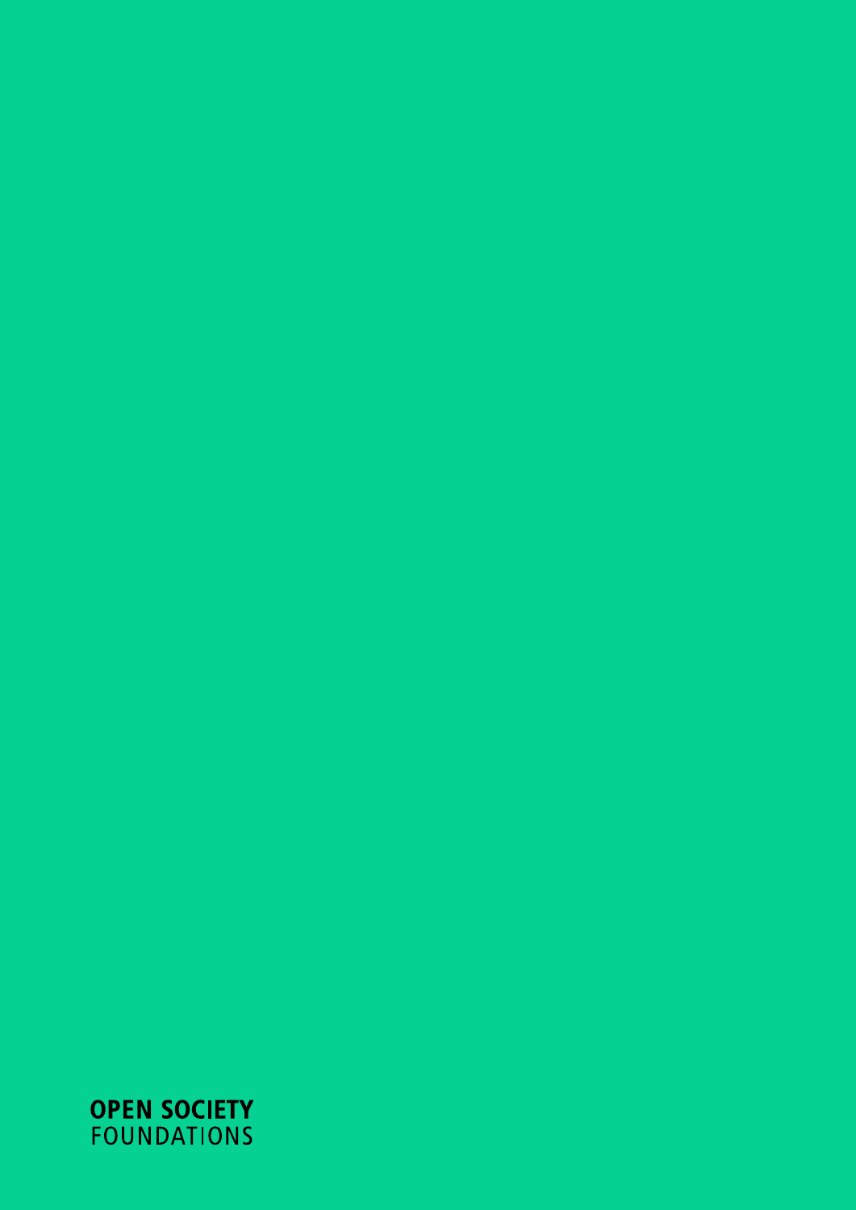**OPEN SOCIETY**
FOUNDATIONS